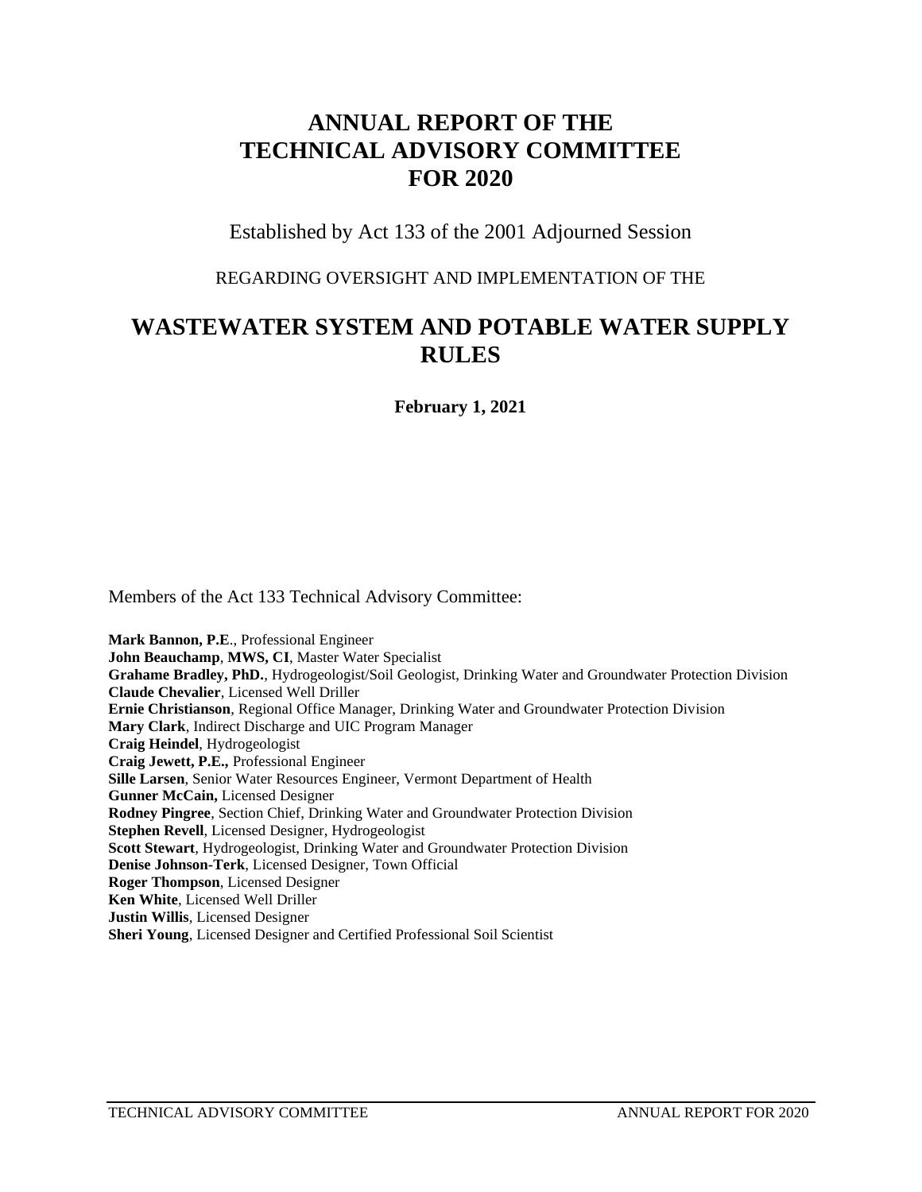# ANNUAL REPORT OF THE TECHNICAL ADVISORY COMMITTEE FOR 2020

Established by Act 133 of the 2001 Adjourned Session

REGARDING OVERSIGHT AND IMPLEMENTATION OF THE

## WASTEWATER SYSTEM AND POTABLE WATER SUPPLY RULES

**February 1, 2021**

Members of the Act 133 Technical Advisory Committee:

**Mark Bannon, P.E**., Professional Engineer
**John Beauchamp**, **MWS, CI**, Master Water Specialist
**Grahame Bradley, PhD.**, Hydrogeologist/Soil Geologist, Drinking Water and Groundwater Protection Division
**Claude Chevalier**, Licensed Well Driller
**Ernie Christianson**, Regional Office Manager, Drinking Water and Groundwater Protection Division
**Mary Clark**, Indirect Discharge and UIC Program Manager
**Craig Heindel**, Hydrogeologist
**Craig Jewett, P.E.,** Professional Engineer
**Sille Larsen**, Senior Water Resources Engineer, Vermont Department of Health
**Gunner McCain,** Licensed Designer
**Rodney Pingree**, Section Chief, Drinking Water and Groundwater Protection Division
**Stephen Revell**, Licensed Designer, Hydrogeologist
**Scott Stewart**, Hydrogeologist, Drinking Water and Groundwater Protection Division
**Denise Johnson-Terk**, Licensed Designer, Town Official
**Roger Thompson**, Licensed Designer
**Ken White**, Licensed Well Driller
**Justin Willis**, Licensed Designer
**Sheri Young**, Licensed Designer and Certified Professional Soil Scientist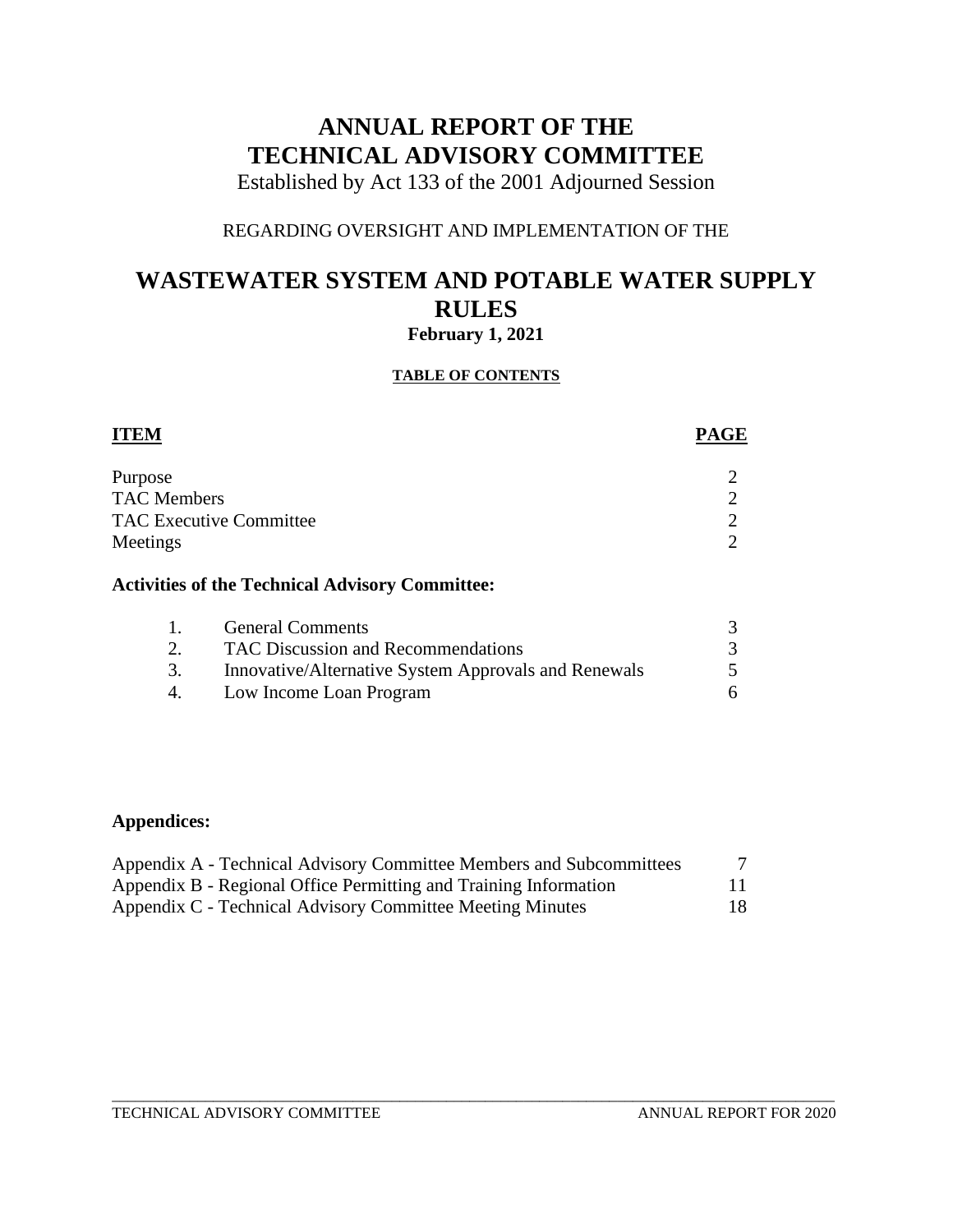# ANNUAL REPORT OF THE TECHNICAL ADVISORY COMMITTEE

Established by Act 133 of the 2001 Adjourned Session

REGARDING OVERSIGHT AND IMPLEMENTATION OF THE

# WASTEWATER SYSTEM AND POTABLE WATER SUPPLY RULES

**February 1, 2021**

**TABLE OF CONTENTS**

| ITEM | PAGE |
|---|---|
| Purpose | 2 |
| TAC Members | 2 |
| TAC Executive Committee | 2 |
| Meetings | 2 |

**Activities of the Technical Advisory Committee:**

| | | |
|---|---|---|
| 1. | General Comments | 3 |
| 2. | TAC Discussion and Recommendations | 3 |
| 3. | Innovative/Alternative System Approvals and Renewals | 5 |
| 4. | Low Income Loan Program | 6 |

**Appendices:**

| | |
|---|---|
| Appendix A - Technical Advisory Committee Members and Subcommittees | 7 |
| Appendix B - Regional Office Permitting and Training Information | 11 |
| Appendix C - Technical Advisory Committee Meeting Minutes | 18 |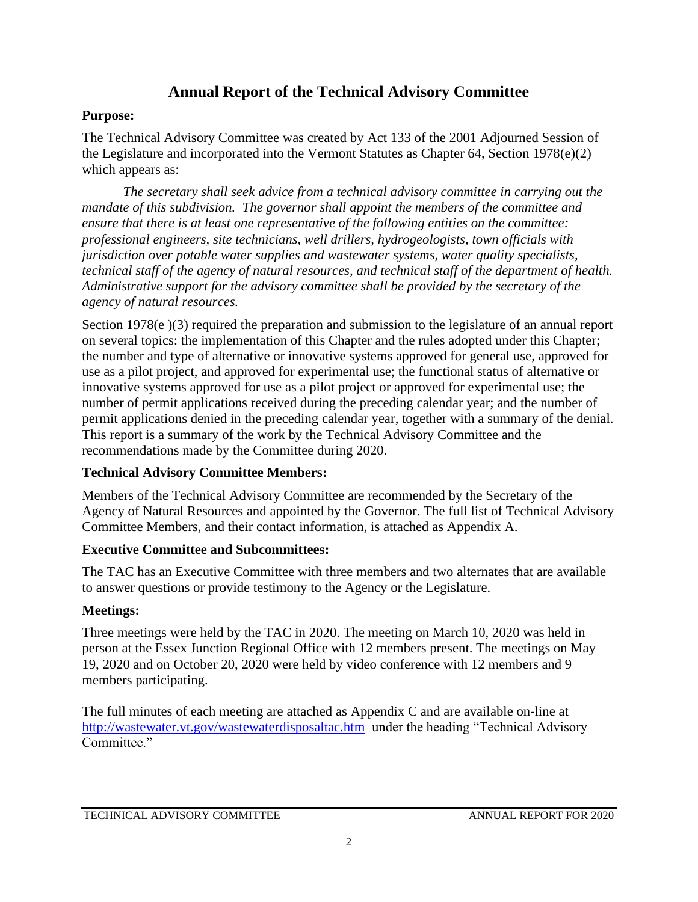# Annual Report of the Technical Advisory Committee

**Purpose:**

The Technical Advisory Committee was created by Act 133 of the 2001 Adjourned Session of the Legislature and incorporated into the Vermont Statutes as Chapter 64, Section 1978(e)(2) which appears as:

*The secretary shall seek advice from a technical advisory committee in carrying out the mandate of this subdivision. The governor shall appoint the members of the committee and ensure that there is at least one representative of the following entities on the committee: professional engineers, site technicians, well drillers, hydrogeologists, town officials with jurisdiction over potable water supplies and wastewater systems, water quality specialists, technical staff of the agency of natural resources, and technical staff of the department of health. Administrative support for the advisory committee shall be provided by the secretary of the agency of natural resources.*

Section 1978(e )(3) required the preparation and submission to the legislature of an annual report on several topics: the implementation of this Chapter and the rules adopted under this Chapter; the number and type of alternative or innovative systems approved for general use, approved for use as a pilot project, and approved for experimental use; the functional status of alternative or innovative systems approved for use as a pilot project or approved for experimental use; the number of permit applications received during the preceding calendar year; and the number of permit applications denied in the preceding calendar year, together with a summary of the denial. This report is a summary of the work by the Technical Advisory Committee and the recommendations made by the Committee during 2020.

**Technical Advisory Committee Members:**

Members of the Technical Advisory Committee are recommended by the Secretary of the Agency of Natural Resources and appointed by the Governor. The full list of Technical Advisory Committee Members, and their contact information, is attached as Appendix A.

**Executive Committee and Subcommittees:**

The TAC has an Executive Committee with three members and two alternates that are available to answer questions or provide testimony to the Agency or the Legislature.

**Meetings:**

Three meetings were held by the TAC in 2020. The meeting on March 10, 2020 was held in person at the Essex Junction Regional Office with 12 members present. The meetings on May 19, 2020 and on October 20, 2020 were held by video conference with 12 members and 9 members participating.

The full minutes of each meeting are attached as Appendix C and are available on-line at http://wastewater.vt.gov/wastewaterdisposaltac.htm under the heading "Technical Advisory Committee."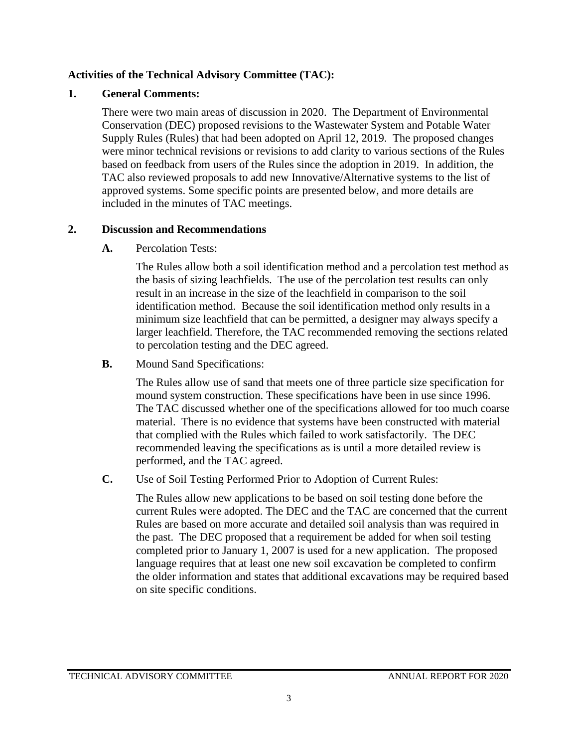**Activities of the Technical Advisory Committee (TAC):**

**1. General Comments:**

There were two main areas of discussion in 2020. The Department of Environmental Conservation (DEC) proposed revisions to the Wastewater System and Potable Water Supply Rules (Rules) that had been adopted on April 12, 2019. The proposed changes were minor technical revisions or revisions to add clarity to various sections of the Rules based on feedback from users of the Rules since the adoption in 2019. In addition, the TAC also reviewed proposals to add new Innovative/Alternative systems to the list of approved systems. Some specific points are presented below, and more details are included in the minutes of TAC meetings.

**2. Discussion and Recommendations**

**A.** Percolation Tests:

The Rules allow both a soil identification method and a percolation test method as the basis of sizing leachfields. The use of the percolation test results can only result in an increase in the size of the leachfield in comparison to the soil identification method. Because the soil identification method only results in a minimum size leachfield that can be permitted, a designer may always specify a larger leachfield. Therefore, the TAC recommended removing the sections related to percolation testing and the DEC agreed.

**B.** Mound Sand Specifications:

The Rules allow use of sand that meets one of three particle size specification for mound system construction. These specifications have been in use since 1996. The TAC discussed whether one of the specifications allowed for too much coarse material. There is no evidence that systems have been constructed with material that complied with the Rules which failed to work satisfactorily. The DEC recommended leaving the specifications as is until a more detailed review is performed, and the TAC agreed.

**C.** Use of Soil Testing Performed Prior to Adoption of Current Rules:

The Rules allow new applications to be based on soil testing done before the current Rules were adopted. The DEC and the TAC are concerned that the current Rules are based on more accurate and detailed soil analysis than was required in the past. The DEC proposed that a requirement be added for when soil testing completed prior to January 1, 2007 is used for a new application. The proposed language requires that at least one new soil excavation be completed to confirm the older information and states that additional excavations may be required based on site specific conditions.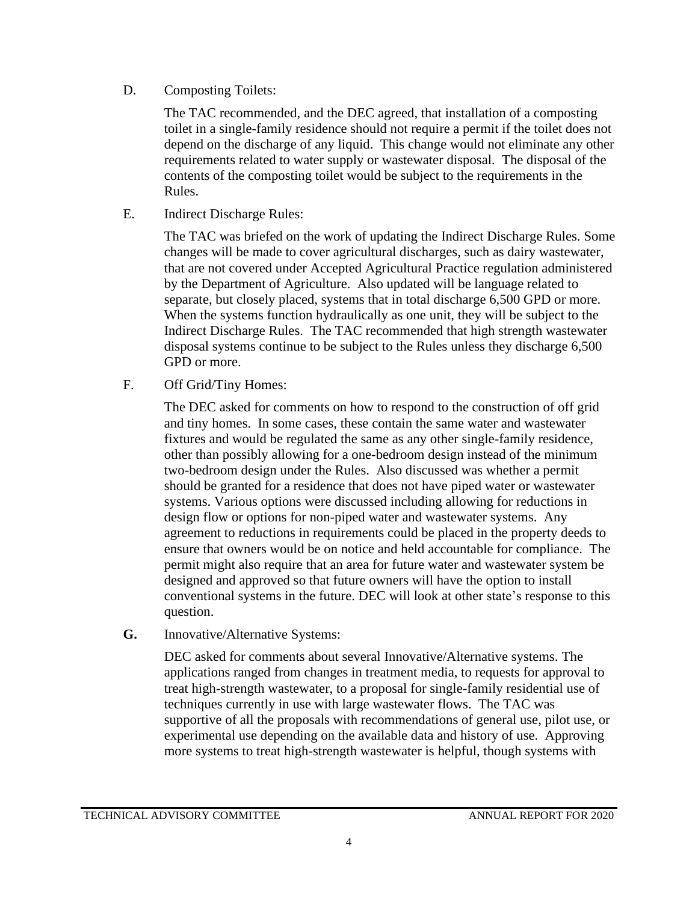D. Composting Toilets:

The TAC recommended, and the DEC agreed, that installation of a composting toilet in a single-family residence should not require a permit if the toilet does not depend on the discharge of any liquid. This change would not eliminate any other requirements related to water supply or wastewater disposal. The disposal of the contents of the composting toilet would be subject to the requirements in the Rules.

E. Indirect Discharge Rules:

The TAC was briefed on the work of updating the Indirect Discharge Rules. Some changes will be made to cover agricultural discharges, such as dairy wastewater, that are not covered under Accepted Agricultural Practice regulation administered by the Department of Agriculture. Also updated will be language related to separate, but closely placed, systems that in total discharge 6,500 GPD or more. When the systems function hydraulically as one unit, they will be subject to the Indirect Discharge Rules. The TAC recommended that high strength wastewater disposal systems continue to be subject to the Rules unless they discharge 6,500 GPD or more.

F. Off Grid/Tiny Homes:

The DEC asked for comments on how to respond to the construction of off grid and tiny homes. In some cases, these contain the same water and wastewater fixtures and would be regulated the same as any other single-family residence, other than possibly allowing for a one-bedroom design instead of the minimum two-bedroom design under the Rules. Also discussed was whether a permit should be granted for a residence that does not have piped water or wastewater systems. Various options were discussed including allowing for reductions in design flow or options for non-piped water and wastewater systems. Any agreement to reductions in requirements could be placed in the property deeds to ensure that owners would be on notice and held accountable for compliance. The permit might also require that an area for future water and wastewater system be designed and approved so that future owners will have the option to install conventional systems in the future. DEC will look at other state's response to this question.

**G.** Innovative/Alternative Systems:

DEC asked for comments about several Innovative/Alternative systems. The applications ranged from changes in treatment media, to requests for approval to treat high-strength wastewater, to a proposal for single-family residential use of techniques currently in use with large wastewater flows. The TAC was supportive of all the proposals with recommendations of general use, pilot use, or experimental use depending on the available data and history of use. Approving more systems to treat high-strength wastewater is helpful, though systems with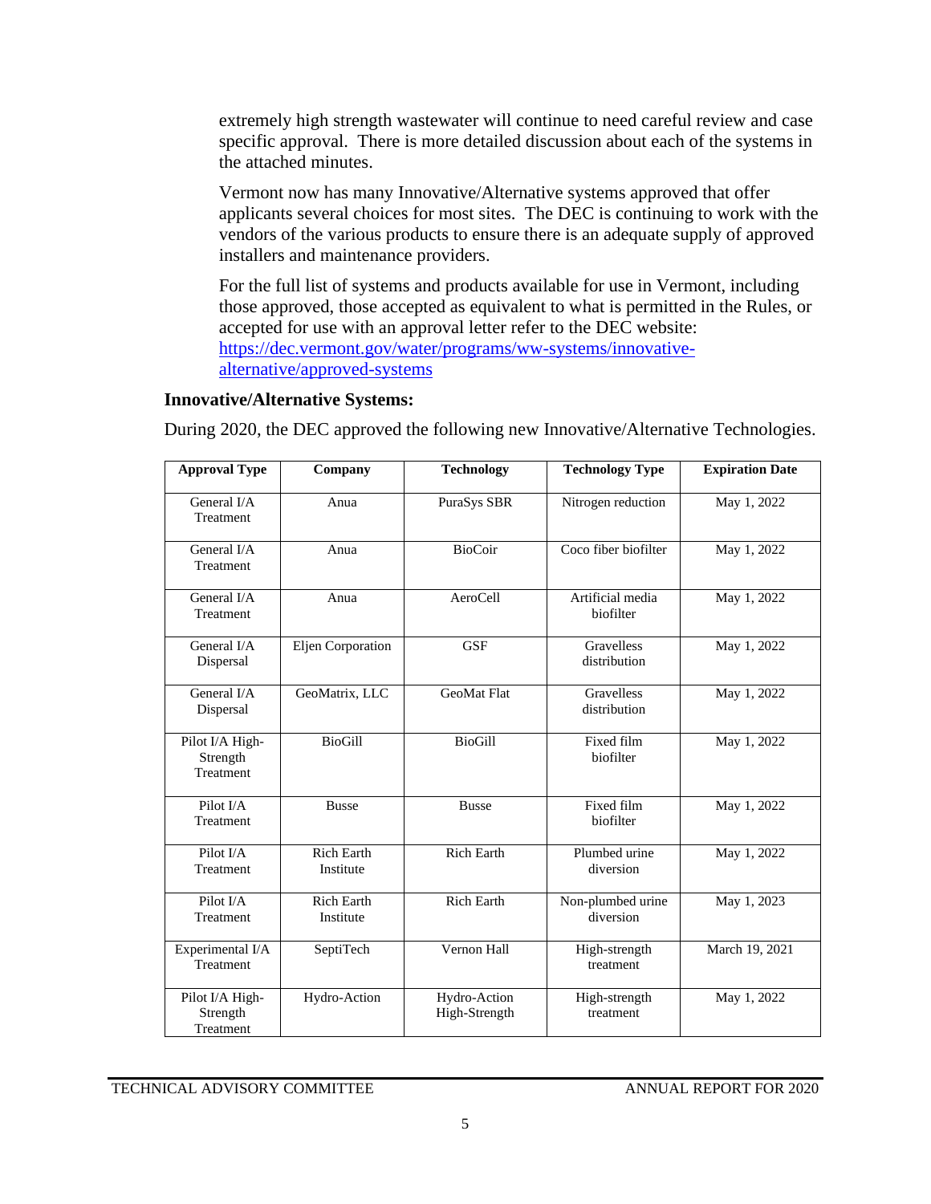extremely high strength wastewater will continue to need careful review and case specific approval. There is more detailed discussion about each of the systems in the attached minutes.

Vermont now has many Innovative/Alternative systems approved that offer applicants several choices for most sites. The DEC is continuing to work with the vendors of the various products to ensure there is an adequate supply of approved installers and maintenance providers.

For the full list of systems and products available for use in Vermont, including those approved, those accepted as equivalent to what is permitted in the Rules, or accepted for use with an approval letter refer to the DEC website: [https://dec.vermont.gov/water/programs/ww-systems/innovative-alternative/approved-systems](https://dec.vermont.gov/water/programs/ww-systems/innovative-alternative/approved-systems)

**Innovative/Alternative Systems:**

During 2020, the DEC approved the following new Innovative/Alternative Technologies.

| Approval Type | Company | Technology | Technology Type | Expiration Date |
|---|---|---|---|---|
| General I/A Treatment | Anua | PuraSys SBR | Nitrogen reduction | May 1, 2022 |
| General I/A Treatment | Anua | BioCoir | Coco fiber biofilter | May 1, 2022 |
| General I/A Treatment | Anua | AeroCell | Artificial media biofilter | May 1, 2022 |
| General I/A Dispersal | Eljen Corporation | GSF | Gravelless distribution | May 1, 2022 |
| General I/A Dispersal | GeoMatrix, LLC | GeoMat Flat | Gravelless distribution | May 1, 2022 |
| Pilot I/A High-Strength Treatment | BioGill | BioGill | Fixed film biofilter | May 1, 2022 |
| Pilot I/A Treatment | Busse | Busse | Fixed film biofilter | May 1, 2022 |
| Pilot I/A Treatment | Rich Earth Institute | Rich Earth | Plumbed urine diversion | May 1, 2022 |
| Pilot I/A Treatment | Rich Earth Institute | Rich Earth | Non-plumbed urine diversion | May 1, 2023 |
| Experimental I/A Treatment | SeptiTech | Vernon Hall | High-strength treatment | March 19, 2021 |
| Pilot I/A High-Strength Treatment | Hydro-Action | Hydro-Action High-Strength | High-strength treatment | May 1, 2022 |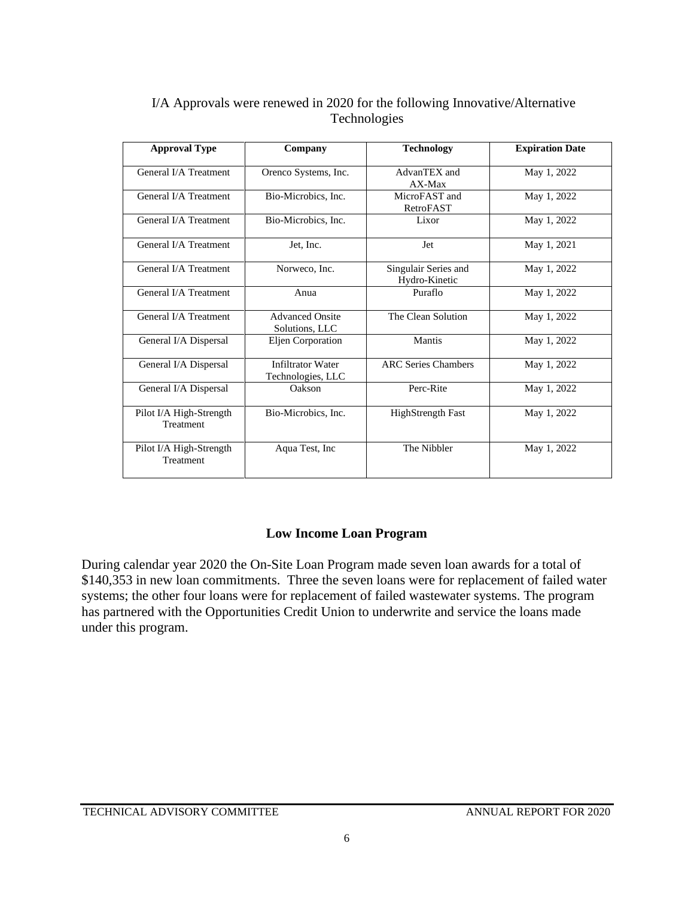I/A Approvals were renewed in 2020 for the following Innovative/Alternative Technologies

| Approval Type | Company | Technology | Expiration Date |
|---|---|---|---|
| General I/A Treatment | Orenco Systems, Inc. | AdvanTEX and AX-Max | May 1, 2022 |
| General I/A Treatment | Bio-Microbics, Inc. | MicroFAST and RetroFAST | May 1, 2022 |
| General I/A Treatment | Bio-Microbics, Inc. | Lixor | May 1, 2022 |
| General I/A Treatment | Jet, Inc. | Jet | May 1, 2021 |
| General I/A Treatment | Norweco, Inc. | Singulair Series and Hydro-Kinetic | May 1, 2022 |
| General I/A Treatment | Anua | Puraflo | May 1, 2022 |
| General I/A Treatment | Advanced Onsite Solutions, LLC | The Clean Solution | May 1, 2022 |
| General I/A Dispersal | Eljen Corporation | Mantis | May 1, 2022 |
| General I/A Dispersal | Infiltrator Water Technologies, LLC | ARC Series Chambers | May 1, 2022 |
| General I/A Dispersal | Oakson | Perc-Rite | May 1, 2022 |
| Pilot I/A High-Strength Treatment | Bio-Microbics, Inc. | HighStrength Fast | May 1, 2022 |
| Pilot I/A High-Strength Treatment | Aqua Test, Inc | The Nibbler | May 1, 2022 |

## Low Income Loan Program

During calendar year 2020 the On-Site Loan Program made seven loan awards for a total of $140,353 in new loan commitments. Three the seven loans were for replacement of failed water systems; the other four loans were for replacement of failed wastewater systems. The program has partnered with the Opportunities Credit Union to underwrite and service the loans made under this program.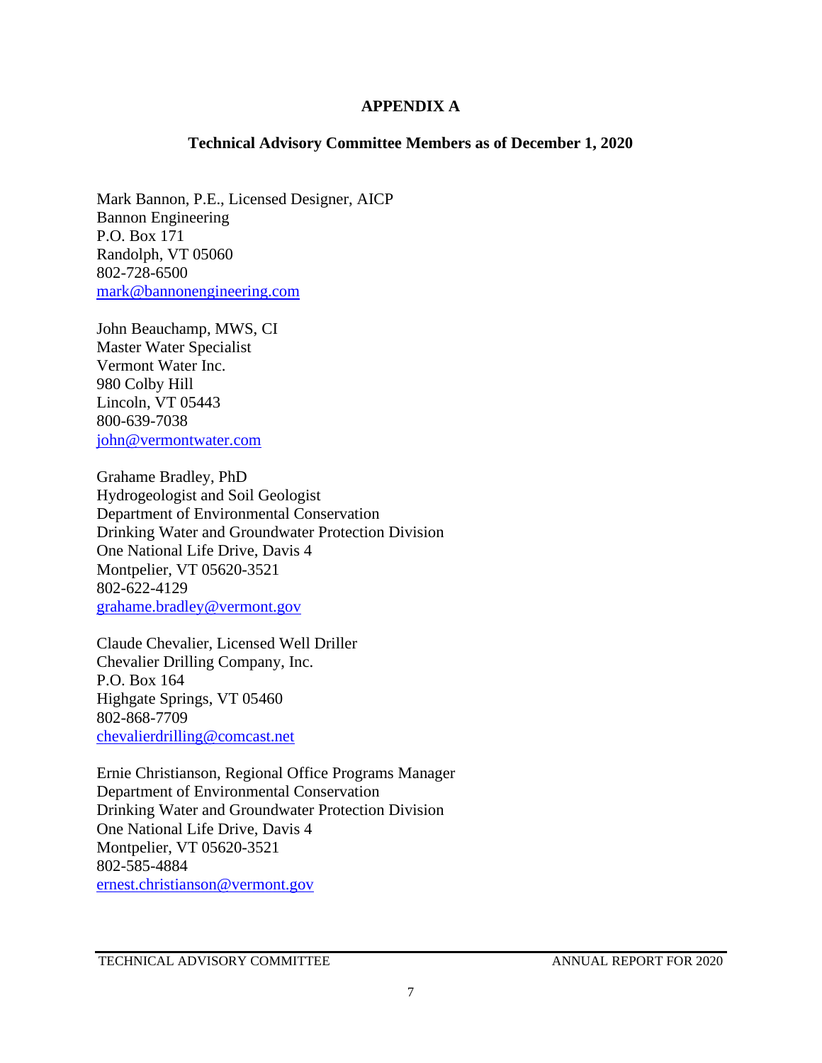## APPENDIX A

### Technical Advisory Committee Members as of December 1, 2020

Mark Bannon, P.E., Licensed Designer, AICP
Bannon Engineering
P.O. Box 171
Randolph, VT 05060
802-728-6500
mark@bannonengineering.com

John Beauchamp, MWS, CI
Master Water Specialist
Vermont Water Inc.
980 Colby Hill
Lincoln, VT 05443
800-639-7038
john@vermontwater.com

Grahame Bradley, PhD
Hydrogeologist and Soil Geologist
Department of Environmental Conservation
Drinking Water and Groundwater Protection Division
One National Life Drive, Davis 4
Montpelier, VT 05620-3521
802-622-4129
grahame.bradley@vermont.gov

Claude Chevalier, Licensed Well Driller
Chevalier Drilling Company, Inc.
P.O. Box 164
Highgate Springs, VT 05460
802-868-7709
chevalierdrilling@comcast.net

Ernie Christianson, Regional Office Programs Manager
Department of Environmental Conservation
Drinking Water and Groundwater Protection Division
One National Life Drive, Davis 4
Montpelier, VT 05620-3521
802-585-4884
ernest.christianson@vermont.gov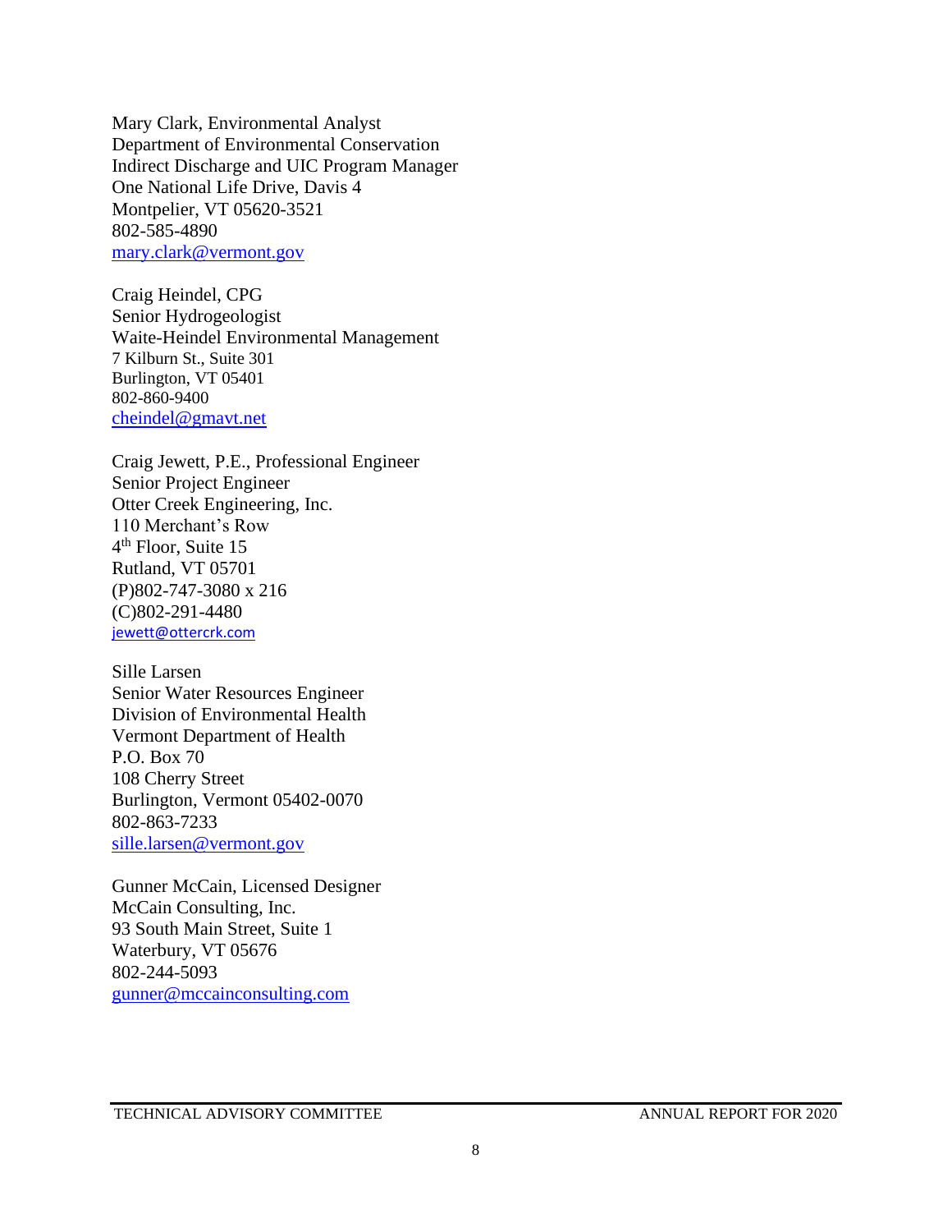Mary Clark, Environmental Analyst
Department of Environmental Conservation
Indirect Discharge and UIC Program Manager
One National Life Drive, Davis 4
Montpelier, VT 05620-3521
802-585-4890
mary.clark@vermont.gov

Craig Heindel, CPG
Senior Hydrogeologist
Waite-Heindel Environmental Management
7 Kilburn St., Suite 301
Burlington, VT 05401
802-860-9400
cheindel@gmavt.net

Craig Jewett, P.E., Professional Engineer
Senior Project Engineer
Otter Creek Engineering, Inc.
110 Merchant's Row
4th Floor, Suite 15
Rutland, VT 05701
(P)802-747-3080 x 216
(C)802-291-4480
jewett@ottercrk.com

Sille Larsen
Senior Water Resources Engineer
Division of Environmental Health
Vermont Department of Health
P.O. Box 70
108 Cherry Street
Burlington, Vermont 05402-0070
802-863-7233
sille.larsen@vermont.gov

Gunner McCain, Licensed Designer
McCain Consulting, Inc.
93 South Main Street, Suite 1
Waterbury, VT 05676
802-244-5093
gunner@mccainconsulting.com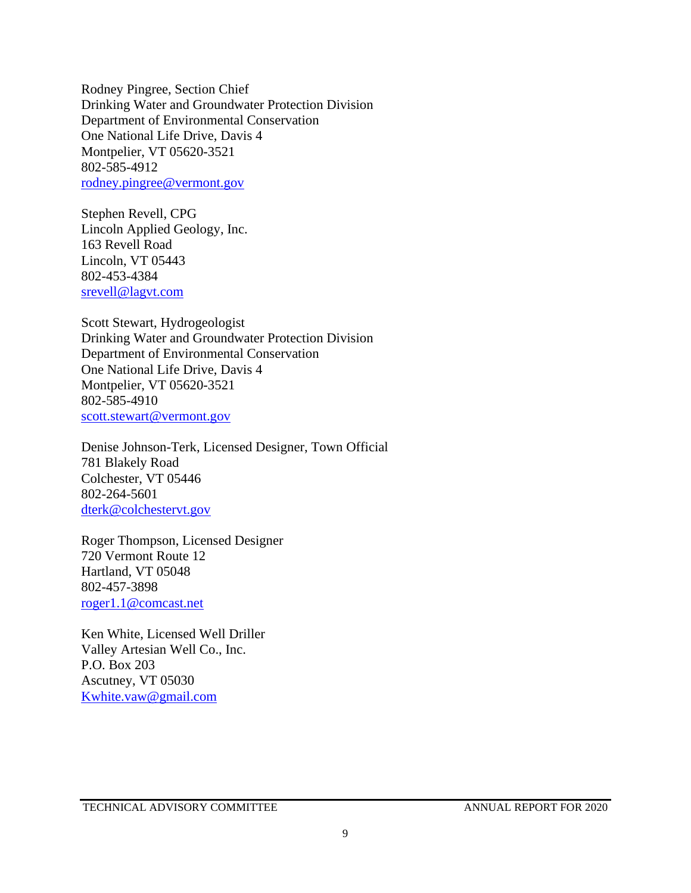Rodney Pingree, Section Chief
Drinking Water and Groundwater Protection Division
Department of Environmental Conservation
One National Life Drive, Davis 4
Montpelier, VT 05620-3521
802-585-4912
rodney.pingree@vermont.gov

Stephen Revell, CPG
Lincoln Applied Geology, Inc.
163 Revell Road
Lincoln, VT 05443
802-453-4384
srevell@lagvt.com

Scott Stewart, Hydrogeologist
Drinking Water and Groundwater Protection Division
Department of Environmental Conservation
One National Life Drive, Davis 4
Montpelier, VT 05620-3521
802-585-4910
scott.stewart@vermont.gov

Denise Johnson-Terk, Licensed Designer, Town Official
781 Blakely Road
Colchester, VT 05446
802-264-5601
dterk@colchestervt.gov

Roger Thompson, Licensed Designer
720 Vermont Route 12
Hartland, VT 05048
802-457-3898
roger1.1@comcast.net

Ken White, Licensed Well Driller
Valley Artesian Well Co., Inc.
P.O. Box 203
Ascutney, VT 05030
Kwhite.vaw@gmail.com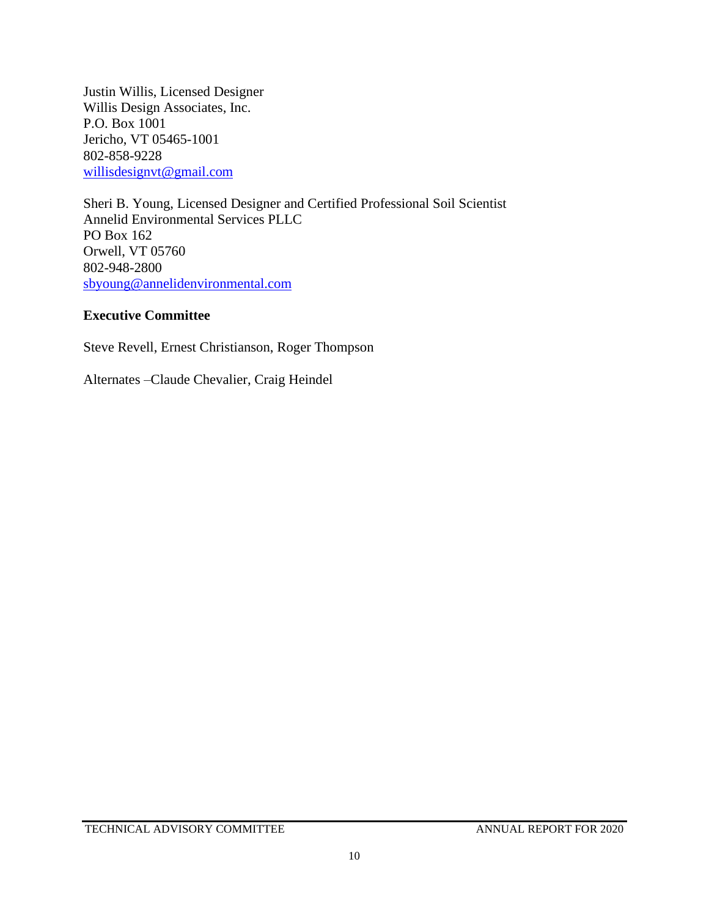Justin Willis, Licensed Designer
Willis Design Associates, Inc.
P.O. Box 1001
Jericho, VT 05465-1001
802-858-9228
willisdesignvt@gmail.com

Sheri B. Young, Licensed Designer and Certified Professional Soil Scientist
Annelid Environmental Services PLLC
PO Box 162
Orwell, VT 05760
802-948-2800
sbyoung@annelidenvironmental.com

**Executive Committee**

Steve Revell, Ernest Christianson, Roger Thompson

Alternates –Claude Chevalier, Craig Heindel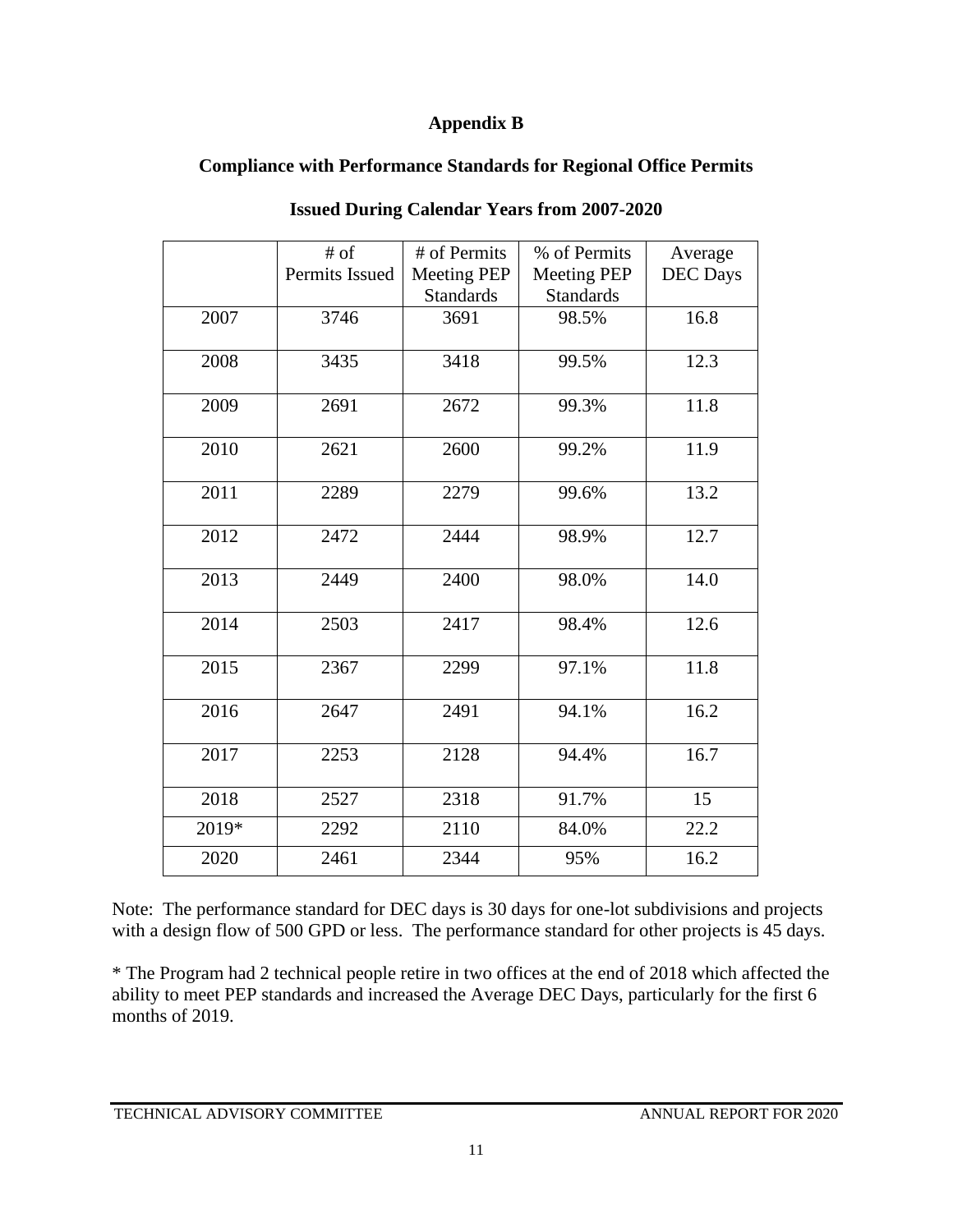# Appendix B

## Compliance with Performance Standards for Regional Office Permits

## Issued During Calendar Years from 2007-2020

| | # of Permits Issued | # of Permits Meeting PEP Standards | % of Permits Meeting PEP Standards | Average DEC Days |
|---|---|---|---|---|
| 2007 | 3746 | 3691 | 98.5% | 16.8 |
| 2008 | 3435 | 3418 | 99.5% | 12.3 |
| 2009 | 2691 | 2672 | 99.3% | 11.8 |
| 2010 | 2621 | 2600 | 99.2% | 11.9 |
| 2011 | 2289 | 2279 | 99.6% | 13.2 |
| 2012 | 2472 | 2444 | 98.9% | 12.7 |
| 2013 | 2449 | 2400 | 98.0% | 14.0 |
| 2014 | 2503 | 2417 | 98.4% | 12.6 |
| 2015 | 2367 | 2299 | 97.1% | 11.8 |
| 2016 | 2647 | 2491 | 94.1% | 16.2 |
| 2017 | 2253 | 2128 | 94.4% | 16.7 |
| 2018 | 2527 | 2318 | 91.7% | 15 |
| 2019* | 2292 | 2110 | 84.0% | 22.2 |
| 2020 | 2461 | 2344 | 95% | 16.2 |

Note: The performance standard for DEC days is 30 days for one-lot subdivisions and projects with a design flow of 500 GPD or less. The performance standard for other projects is 45 days.

* The Program had 2 technical people retire in two offices at the end of 2018 which affected the ability to meet PEP standards and increased the Average DEC Days, particularly for the first 6 months of 2019.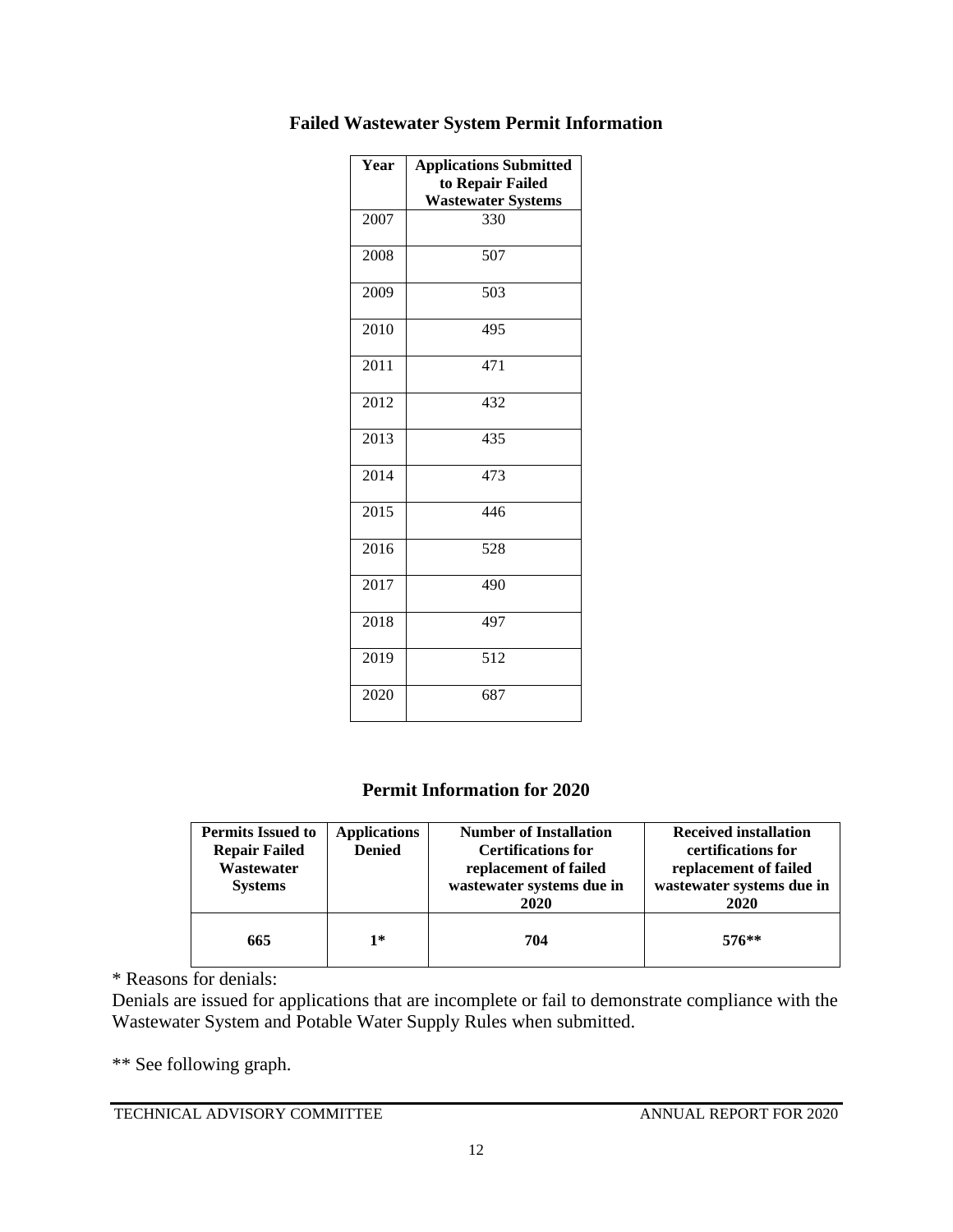## Failed Wastewater System Permit Information

| Year | Applications Submitted to Repair Failed Wastewater Systems |
|---|---|
| 2007 | 330 |
| 2008 | 507 |
| 2009 | 503 |
| 2010 | 495 |
| 2011 | 471 |
| 2012 | 432 |
| 2013 | 435 |
| 2014 | 473 |
| 2015 | 446 |
| 2016 | 528 |
| 2017 | 490 |
| 2018 | 497 |
| 2019 | 512 |
| 2020 | 687 |

## Permit Information for 2020

| Permits Issued to Repair Failed Wastewater Systems | Applications Denied | Number of Installation Certifications for replacement of failed wastewater systems due in 2020 | Received installation certifications for replacement of failed wastewater systems due in 2020 |
|---|---|---|---|
| 665 | 1* | 704 | 576** |

\* Reasons for denials:

Denials are issued for applications that are incomplete or fail to demonstrate compliance with the Wastewater System and Potable Water Supply Rules when submitted.

\*\* See following graph.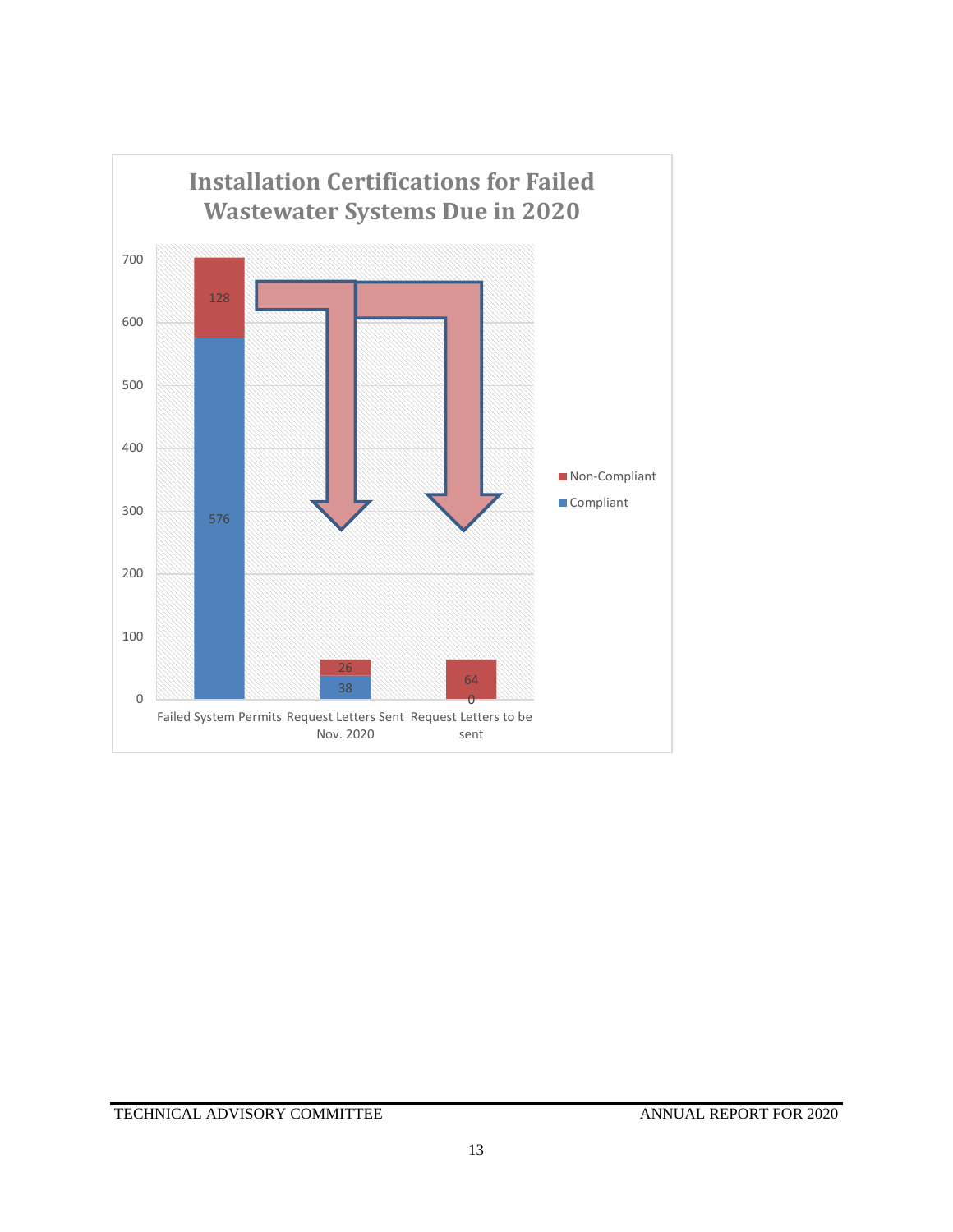**Installation Certifications for Failed Wastewater Systems Due in 2020**

| | Compliant | Non-Compliant |
|---|---|---|
| Failed System Permits | 576 | 128 |
| Request Letters Sent Nov. 2020 | 38 | 26 |
| Request Letters to be sent | 0 | 64 |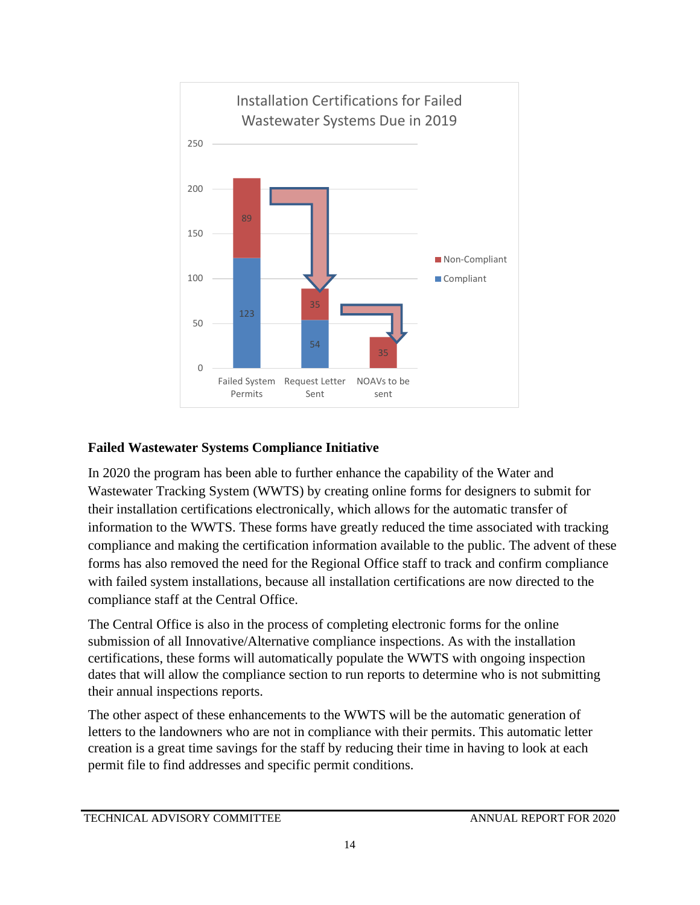**Installation Certifications for Failed Wastewater Systems Due in 2019**

| | Compliant | Non-Compliant |
|---|---|---|
| Failed System Permits | 123 | 89 |
| Request Letter Sent | 54 | 35 |
| NOAVs to be sent | | 35 |

## Failed Wastewater Systems Compliance Initiative

In 2020 the program has been able to further enhance the capability of the Water and Wastewater Tracking System (WWTS) by creating online forms for designers to submit for their installation certifications electronically, which allows for the automatic transfer of information to the WWTS. These forms have greatly reduced the time associated with tracking compliance and making the certification information available to the public. The advent of these forms has also removed the need for the Regional Office staff to track and confirm compliance with failed system installations, because all installation certifications are now directed to the compliance staff at the Central Office.

The Central Office is also in the process of completing electronic forms for the online submission of all Innovative/Alternative compliance inspections. As with the installation certifications, these forms will automatically populate the WWTS with ongoing inspection dates that will allow the compliance section to run reports to determine who is not submitting their annual inspections reports.

The other aspect of these enhancements to the WWTS will be the automatic generation of letters to the landowners who are not in compliance with their permits. This automatic letter creation is a great time savings for the staff by reducing their time in having to look at each permit file to find addresses and specific permit conditions.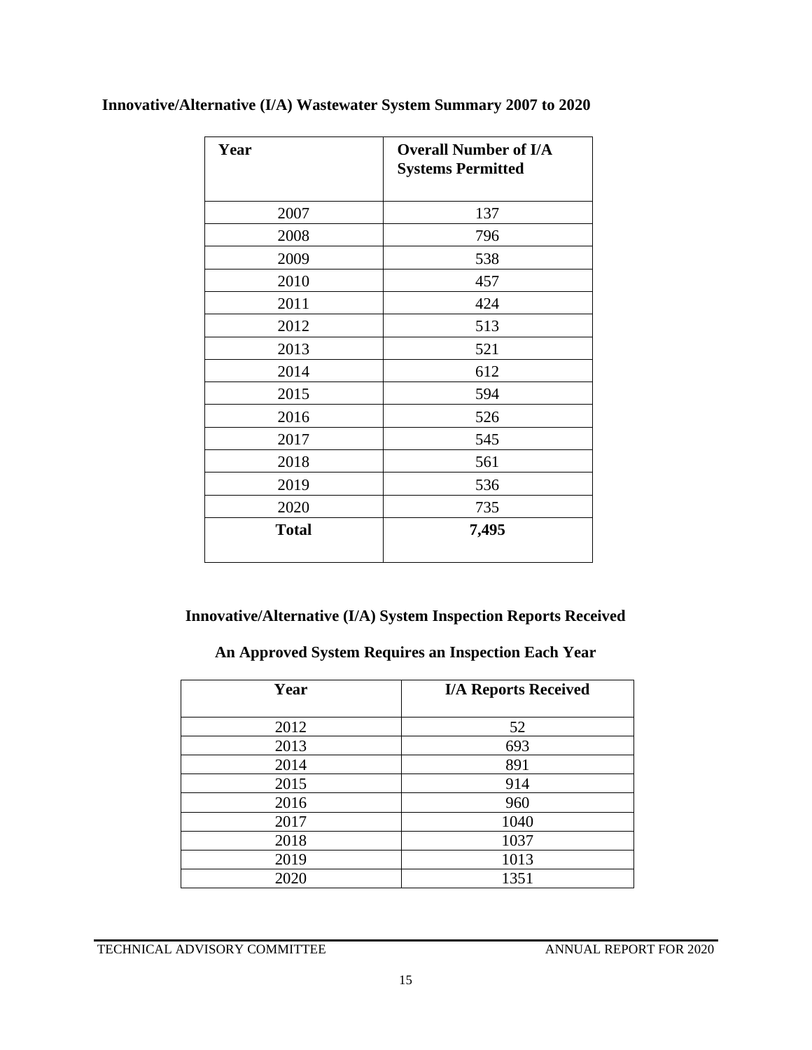## Innovative/Alternative (I/A) Wastewater System Summary 2007 to 2020

| Year | Overall Number of I/A Systems Permitted |
|---|---|
| 2007 | 137 |
| 2008 | 796 |
| 2009 | 538 |
| 2010 | 457 |
| 2011 | 424 |
| 2012 | 513 |
| 2013 | 521 |
| 2014 | 612 |
| 2015 | 594 |
| 2016 | 526 |
| 2017 | 545 |
| 2018 | 561 |
| 2019 | 536 |
| 2020 | 735 |
| **Total** | **7,495** |

## Innovative/Alternative (I/A) System Inspection Reports Received

### An Approved System Requires an Inspection Each Year

| Year | I/A Reports Received |
|---|---|
| 2012 | 52 |
| 2013 | 693 |
| 2014 | 891 |
| 2015 | 914 |
| 2016 | 960 |
| 2017 | 1040 |
| 2018 | 1037 |
| 2019 | 1013 |
| 2020 | 1351 |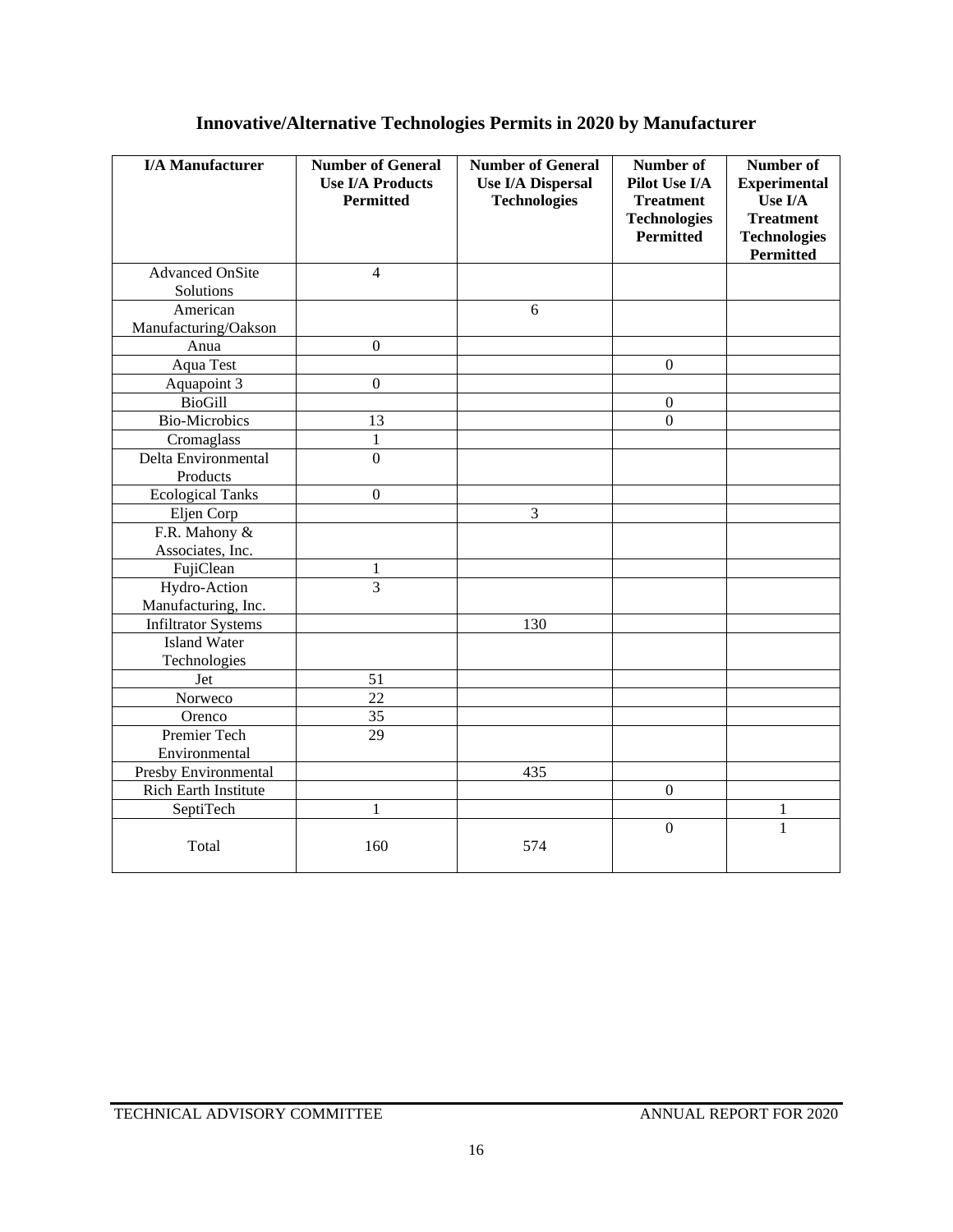# Innovative/Alternative Technologies Permits in 2020 by Manufacturer

| I/A Manufacturer | Number of General Use I/A Products Permitted | Number of General Use I/A Dispersal Technologies | Number of Pilot Use I/A Treatment Technologies Permitted | Number of Experimental Use I/A Treatment Technologies Permitted |
|---|---|---|---|---|
| Advanced OnSite Solutions | 4 | | | |
| American Manufacturing/Oakson | | 6 | | |
| Anua | 0 | | | |
| Aqua Test | | | 0 | |
| Aquapoint 3 | 0 | | | |
| BioGill | | | 0 | |
| Bio-Microbics | 13 | | 0 | |
| Cromaglass | 1 | | | |
| Delta Environmental Products | 0 | | | |
| Ecological Tanks | 0 | | | |
| Eljen Corp | | 3 | | |
| F.R. Mahony & Associates, Inc. | | | | |
| FujiClean | 1 | | | |
| Hydro-Action Manufacturing, Inc. | 3 | | | |
| Infiltrator Systems | | 130 | | |
| Island Water Technologies | | | | |
| Jet | 51 | | | |
| Norweco | 22 | | | |
| Orenco | 35 | | | |
| Premier Tech Environmental | 29 | | | |
| Presby Environmental | | 435 | | |
| Rich Earth Institute | | | 0 | |
| SeptiTech | 1 | | | 1 |
| Total | 160 | 574 | 0 | 1 |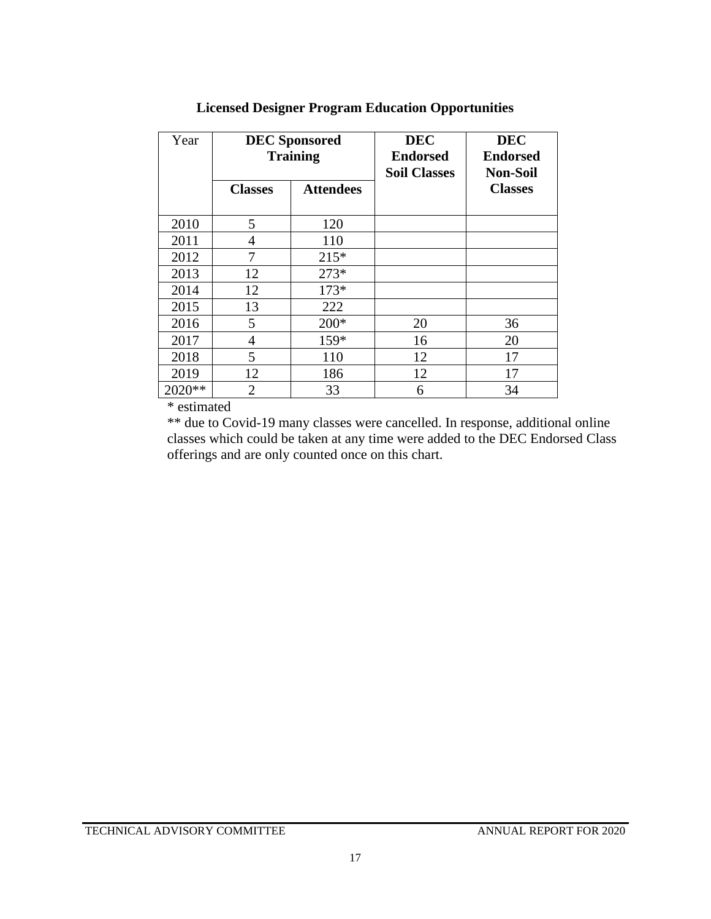**Licensed Designer Program Education Opportunities**

| Year | DEC Sponsored Training | | DEC Endorsed Soil Classes | DEC Endorsed Non-Soil Classes |
|---|---|---|---|---|
| | Classes | Attendees | | |
| 2010 | 5 | 120 | | |
| 2011 | 4 | 110 | | |
| 2012 | 7 | 215* | | |
| 2013 | 12 | 273* | | |
| 2014 | 12 | 173* | | |
| 2015 | 13 | 222 | | |
| 2016 | 5 | 200* | 20 | 36 |
| 2017 | 4 | 159* | 16 | 20 |
| 2018 | 5 | 110 | 12 | 17 |
| 2019 | 12 | 186 | 12 | 17 |
| 2020** | 2 | 33 | 6 | 34 |

* estimated

** due to Covid-19 many classes were cancelled. In response, additional online classes which could be taken at any time were added to the DEC Endorsed Class offerings and are only counted once on this chart.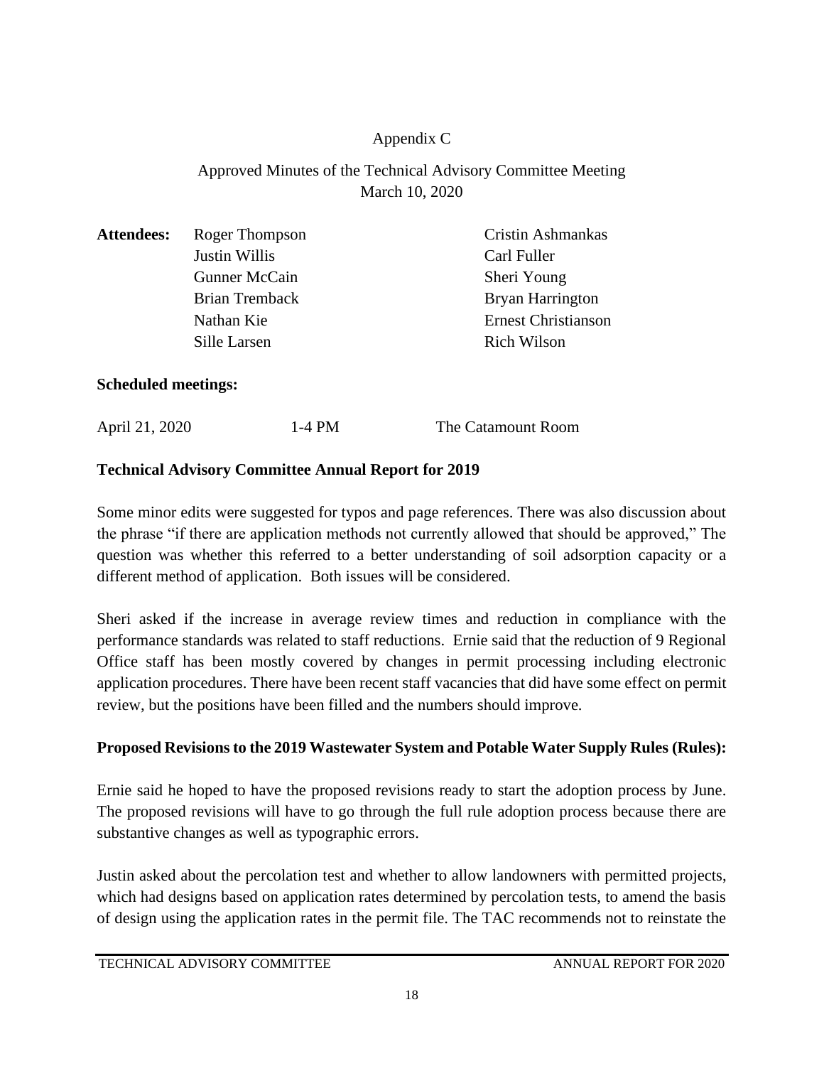Appendix C

Approved Minutes of the Technical Advisory Committee Meeting
March 10, 2020

**Attendees:**

| | |
|---|---|
| Roger Thompson | Cristin Ashmankas |
| Justin Willis | Carl Fuller |
| Gunner McCain | Sheri Young |
| Brian Tremback | Bryan Harrington |
| Nathan Kie | Ernest Christianson |
| Sille Larsen | Rich Wilson |

**Scheduled meetings:**

| | | |
|---|---|---|
| April 21, 2020 | 1-4 PM | The Catamount Room |

**Technical Advisory Committee Annual Report for 2019**

Some minor edits were suggested for typos and page references. There was also discussion about the phrase "if there are application methods not currently allowed that should be approved," The question was whether this referred to a better understanding of soil adsorption capacity or a different method of application. Both issues will be considered.

Sheri asked if the increase in average review times and reduction in compliance with the performance standards was related to staff reductions. Ernie said that the reduction of 9 Regional Office staff has been mostly covered by changes in permit processing including electronic application procedures. There have been recent staff vacancies that did have some effect on permit review, but the positions have been filled and the numbers should improve.

**Proposed Revisions to the 2019 Wastewater System and Potable Water Supply Rules (Rules):**

Ernie said he hoped to have the proposed revisions ready to start the adoption process by June. The proposed revisions will have to go through the full rule adoption process because there are substantive changes as well as typographic errors.

Justin asked about the percolation test and whether to allow landowners with permitted projects, which had designs based on application rates determined by percolation tests, to amend the basis of design using the application rates in the permit file. The TAC recommends not to reinstate the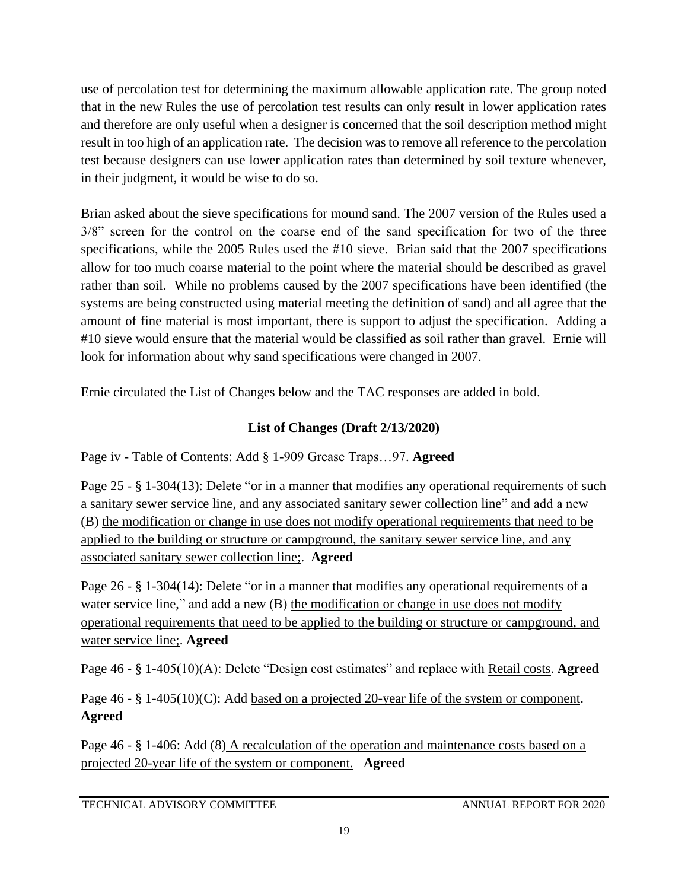use of percolation test for determining the maximum allowable application rate. The group noted that in the new Rules the use of percolation test results can only result in lower application rates and therefore are only useful when a designer is concerned that the soil description method might result in too high of an application rate. The decision was to remove all reference to the percolation test because designers can use lower application rates than determined by soil texture whenever, in their judgment, it would be wise to do so.

Brian asked about the sieve specifications for mound sand. The 2007 version of the Rules used a 3/8" screen for the control on the coarse end of the sand specification for two of the three specifications, while the 2005 Rules used the #10 sieve. Brian said that the 2007 specifications allow for too much coarse material to the point where the material should be described as gravel rather than soil. While no problems caused by the 2007 specifications have been identified (the systems are being constructed using material meeting the definition of sand) and all agree that the amount of fine material is most important, there is support to adjust the specification. Adding a #10 sieve would ensure that the material would be classified as soil rather than gravel. Ernie will look for information about why sand specifications were changed in 2007.

Ernie circulated the List of Changes below and the TAC responses are added in bold.

**List of Changes (Draft 2/13/2020)**

Page iv - Table of Contents: Add <u>§ 1-909 Grease Traps…97</u>. **Agreed**

Page 25 - § 1-304(13): Delete "or in a manner that modifies any operational requirements of such a sanitary sewer service line, and any associated sanitary sewer collection line" and add a new (B) <u>the modification or change in use does not modify operational requirements that need to be applied to the building or structure or campground, the sanitary sewer service line, and any associated sanitary sewer collection line;</u>. **Agreed**

Page 26 - § 1-304(14): Delete "or in a manner that modifies any operational requirements of a water service line," and add a new (B) <u>the modification or change in use does not modify operational requirements that need to be applied to the building or structure or campground, and water service line;</u>. **Agreed**

Page 46 - § 1-405(10)(A): Delete "Design cost estimates" and replace with <u>Retail costs</u>. **Agreed**

Page 46 - § 1-405(10)(C): Add <u>based on a projected 20-year life of the system or component</u>. **Agreed**

Page 46 - § 1-406: Add (8) <u>A recalculation of the operation and maintenance costs based on a projected 20-year life of the system or component.</u> **Agreed**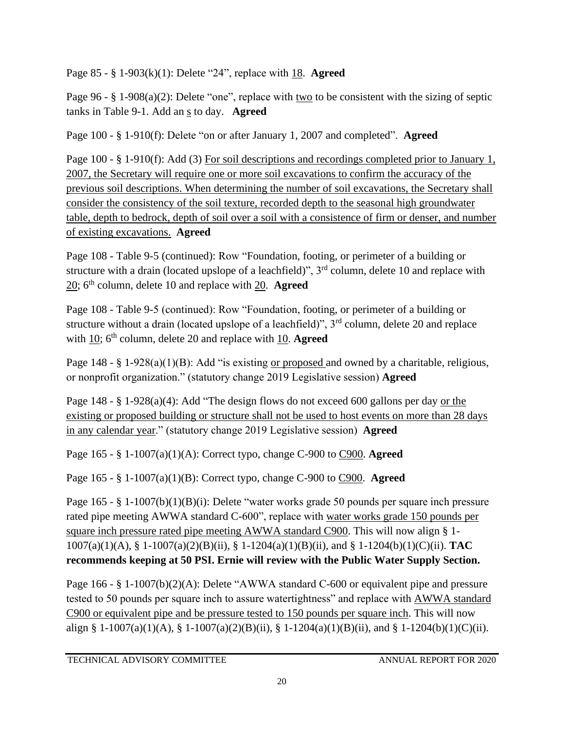Page 85 - § 1-903(k)(1): Delete “24”, replace with 18. **Agreed**

Page 96 - § 1-908(a)(2): Delete “one”, replace with two to be consistent with the sizing of septic tanks in Table 9-1. Add an s to day. **Agreed**

Page 100 - § 1-910(f): Delete “on or after January 1, 2007 and completed”. **Agreed**

Page 100 - § 1-910(f): Add (3) For soil descriptions and recordings completed prior to January 1, 2007, the Secretary will require one or more soil excavations to confirm the accuracy of the previous soil descriptions. When determining the number of soil excavations, the Secretary shall consider the consistency of the soil texture, recorded depth to the seasonal high groundwater table, depth to bedrock, depth of soil over a soil with a consistence of firm or denser, and number of existing excavations. **Agreed**

Page 108 - Table 9-5 (continued): Row “Foundation, footing, or perimeter of a building or structure with a drain (located upslope of a leachfield)”, 3rd column, delete 10 and replace with 20; 6th column, delete 10 and replace with 20. **Agreed**

Page 108 - Table 9-5 (continued): Row “Foundation, footing, or perimeter of a building or structure without a drain (located upslope of a leachfield)”, 3rd column, delete 20 and replace with 10; 6th column, delete 20 and replace with 10. **Agreed**

Page 148 - § 1-928(a)(1)(B): Add “is existing or proposed and owned by a charitable, religious, or nonprofit organization.” (statutory change 2019 Legislative session) **Agreed**

Page 148 - § 1-928(a)(4): Add “The design flows do not exceed 600 gallons per day or the existing or proposed building or structure shall not be used to host events on more than 28 days in any calendar year.” (statutory change 2019 Legislative session) **Agreed**

Page 165 - § 1-1007(a)(1)(A): Correct typo, change C-900 to C900. **Agreed**

Page 165 - § 1-1007(a)(1)(B): Correct typo, change C-900 to C900. **Agreed**

Page 165 - § 1-1007(b)(1)(B)(i): Delete “water works grade 50 pounds per square inch pressure rated pipe meeting AWWA standard C-600”, replace with water works grade 150 pounds per square inch pressure rated pipe meeting AWWA standard C900. This will now align § 1-1007(a)(1)(A), § 1-1007(a)(2)(B)(ii), § 1-1204(a)(1)(B)(ii), and § 1-1204(b)(1)(C)(ii). **TAC recommends keeping at 50 PSI. Ernie will review with the Public Water Supply Section.**

Page 166 - § 1-1007(b)(2)(A): Delete “AWWA standard C-600 or equivalent pipe and pressure tested to 50 pounds per square inch to assure watertightness” and replace with AWWA standard C900 or equivalent pipe and be pressure tested to 150 pounds per square inch. This will now align § 1-1007(a)(1)(A), § 1-1007(a)(2)(B)(ii), § 1-1204(a)(1)(B)(ii), and § 1-1204(b)(1)(C)(ii).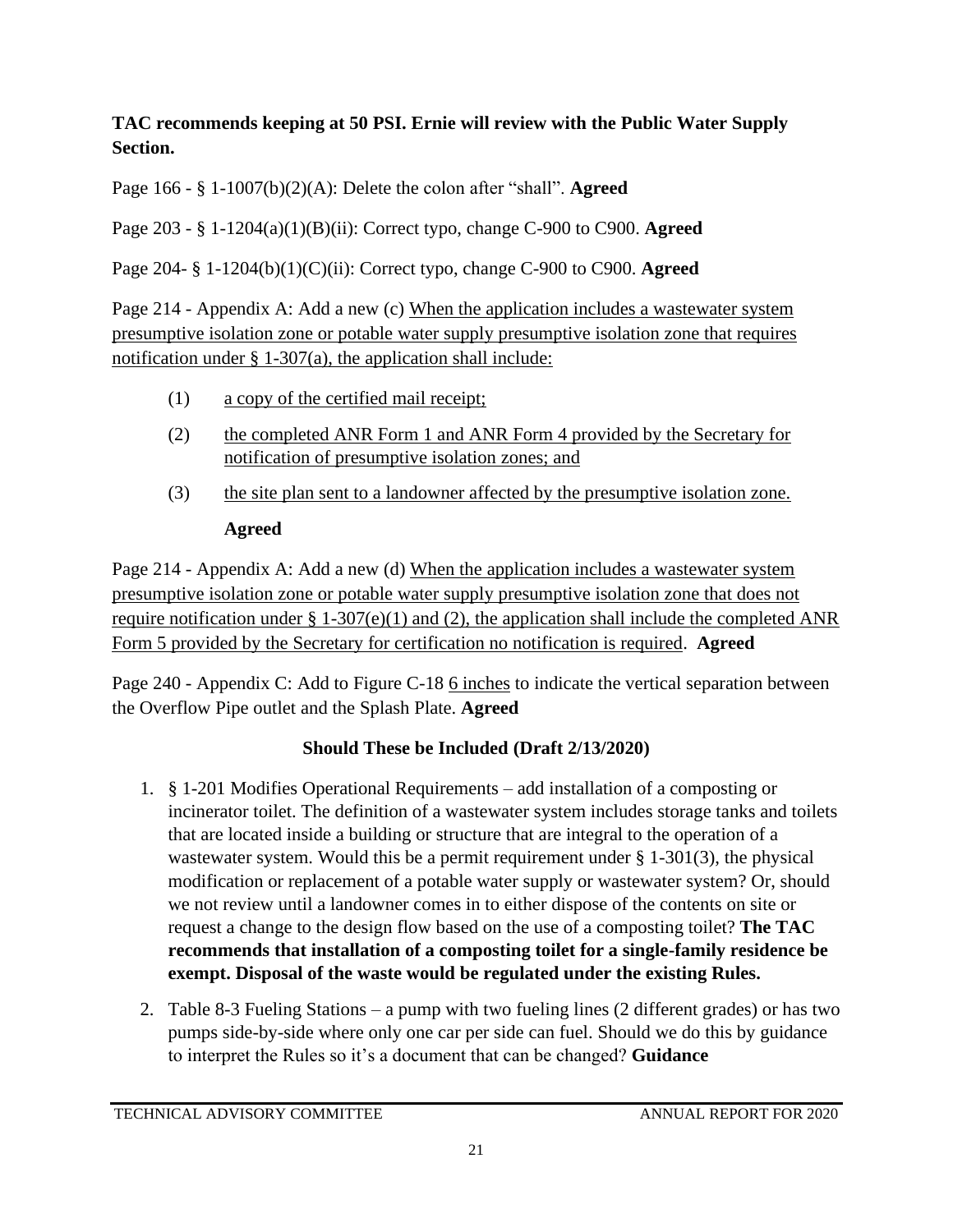**TAC recommends keeping at 50 PSI. Ernie will review with the Public Water Supply Section.**

Page 166 - § 1-1007(b)(2)(A): Delete the colon after "shall". **Agreed**

Page 203 - § 1-1204(a)(1)(B)(ii): Correct typo, change C-900 to C900. **Agreed**

Page 204- § 1-1204(b)(1)(C)(ii): Correct typo, change C-900 to C900. **Agreed**

Page 214 - Appendix A: Add a new (c) <u>When the application includes a wastewater system presumptive isolation zone or potable water supply presumptive isolation zone that requires notification under § 1-307(a), the application shall include:</u>

(1) <u>a copy of the certified mail receipt;</u>

(2) <u>the completed ANR Form 1 and ANR Form 4 provided by the Secretary for notification of presumptive isolation zones; and</u>

(3) <u>the site plan sent to a landowner affected by the presumptive isolation zone.</u>

**Agreed**

Page 214 - Appendix A: Add a new (d) <u>When the application includes a wastewater system presumptive isolation zone or potable water supply presumptive isolation zone that does not require notification under § 1-307(e)(1) and (2), the application shall include the completed ANR Form 5 provided by the Secretary for certification no notification is required</u>. **Agreed**

Page 240 - Appendix C: Add to Figure C-18 <u>6 inches</u> to indicate the vertical separation between the Overflow Pipe outlet and the Splash Plate. **Agreed**

## Should These be Included (Draft 2/13/2020)

1. § 1-201 Modifies Operational Requirements – add installation of a composting or incinerator toilet. The definition of a wastewater system includes storage tanks and toilets that are located inside a building or structure that are integral to the operation of a wastewater system. Would this be a permit requirement under § 1-301(3), the physical modification or replacement of a potable water supply or wastewater system? Or, should we not review until a landowner comes in to either dispose of the contents on site or request a change to the design flow based on the use of a composting toilet? **The TAC recommends that installation of a composting toilet for a single-family residence be exempt. Disposal of the waste would be regulated under the existing Rules.**

2. Table 8-3 Fueling Stations – a pump with two fueling lines (2 different grades) or has two pumps side-by-side where only one car per side can fuel. Should we do this by guidance to interpret the Rules so it's a document that can be changed? **Guidance**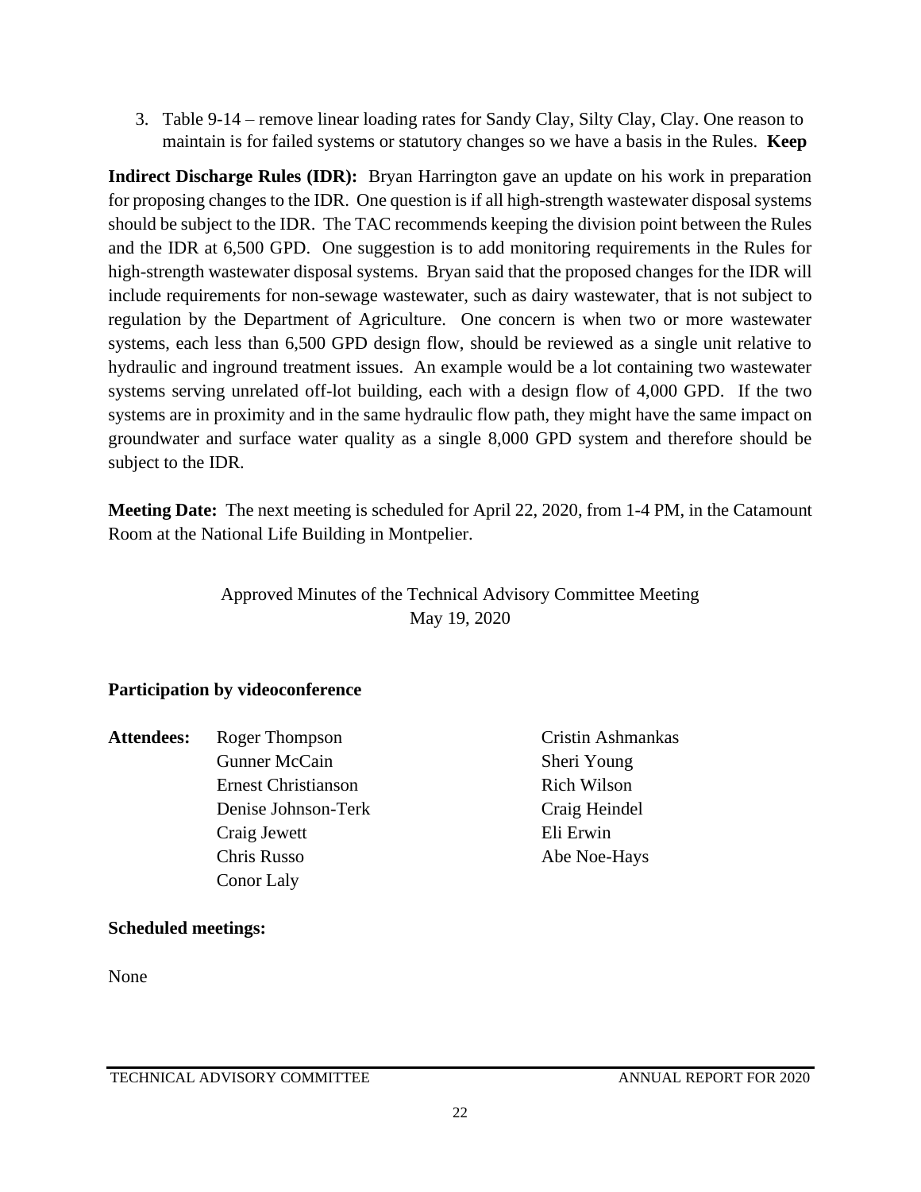3. Table 9-14 – remove linear loading rates for Sandy Clay, Silty Clay, Clay. One reason to maintain is for failed systems or statutory changes so we have a basis in the Rules. **Keep**

**Indirect Discharge Rules (IDR):** Bryan Harrington gave an update on his work in preparation for proposing changes to the IDR. One question is if all high-strength wastewater disposal systems should be subject to the IDR. The TAC recommends keeping the division point between the Rules and the IDR at 6,500 GPD. One suggestion is to add monitoring requirements in the Rules for high-strength wastewater disposal systems. Bryan said that the proposed changes for the IDR will include requirements for non-sewage wastewater, such as dairy wastewater, that is not subject to regulation by the Department of Agriculture. One concern is when two or more wastewater systems, each less than 6,500 GPD design flow, should be reviewed as a single unit relative to hydraulic and inground treatment issues. An example would be a lot containing two wastewater systems serving unrelated off-lot building, each with a design flow of 4,000 GPD. If the two systems are in proximity and in the same hydraulic flow path, they might have the same impact on groundwater and surface water quality as a single 8,000 GPD system and therefore should be subject to the IDR.

**Meeting Date:** The next meeting is scheduled for April 22, 2020, from 1-4 PM, in the Catamount Room at the National Life Building in Montpelier.

## Approved Minutes of the Technical Advisory Committee Meeting
## May 19, 2020

**Participation by videoconference**

**Attendees:**

- Roger Thompson
- Gunner McCain
- Ernest Christianson
- Denise Johnson-Terk
- Craig Jewett
- Chris Russo
- Conor Laly
- Cristin Ashmankas
- Sheri Young
- Rich Wilson
- Craig Heindel
- Eli Erwin
- Abe Noe-Hays

**Scheduled meetings:**

None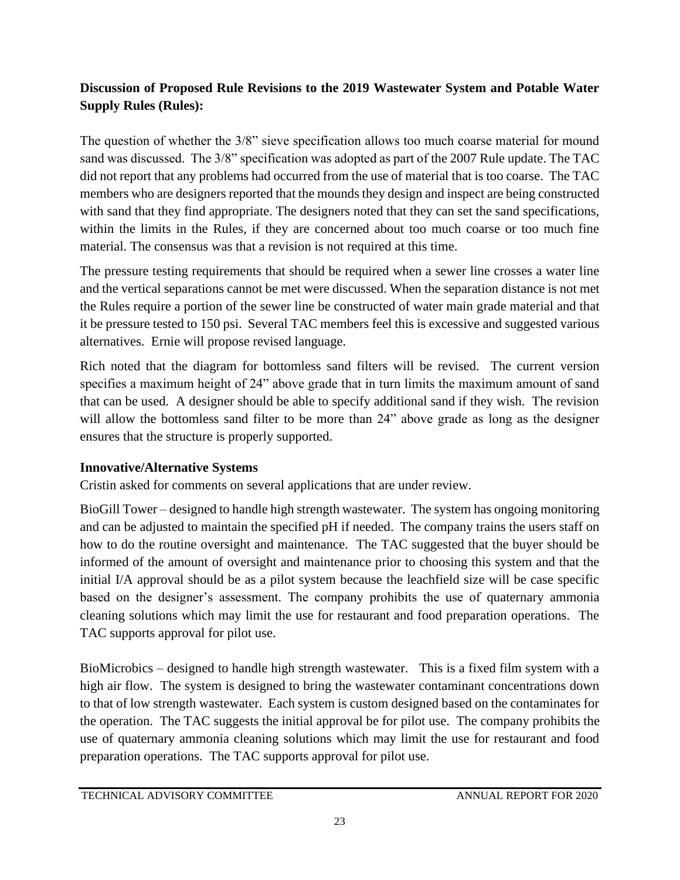**Discussion of Proposed Rule Revisions to the 2019 Wastewater System and Potable Water Supply Rules (Rules):**

The question of whether the 3/8" sieve specification allows too much coarse material for mound sand was discussed. The 3/8" specification was adopted as part of the 2007 Rule update. The TAC did not report that any problems had occurred from the use of material that is too coarse. The TAC members who are designers reported that the mounds they design and inspect are being constructed with sand that they find appropriate. The designers noted that they can set the sand specifications, within the limits in the Rules, if they are concerned about too much coarse or too much fine material. The consensus was that a revision is not required at this time.

The pressure testing requirements that should be required when a sewer line crosses a water line and the vertical separations cannot be met were discussed. When the separation distance is not met the Rules require a portion of the sewer line be constructed of water main grade material and that it be pressure tested to 150 psi. Several TAC members feel this is excessive and suggested various alternatives. Ernie will propose revised language.

Rich noted that the diagram for bottomless sand filters will be revised. The current version specifies a maximum height of 24" above grade that in turn limits the maximum amount of sand that can be used. A designer should be able to specify additional sand if they wish. The revision will allow the bottomless sand filter to be more than 24" above grade as long as the designer ensures that the structure is properly supported.

**Innovative/Alternative Systems**

Cristin asked for comments on several applications that are under review.

BioGill Tower – designed to handle high strength wastewater. The system has ongoing monitoring and can be adjusted to maintain the specified pH if needed. The company trains the users staff on how to do the routine oversight and maintenance. The TAC suggested that the buyer should be informed of the amount of oversight and maintenance prior to choosing this system and that the initial I/A approval should be as a pilot system because the leachfield size will be case specific based on the designer's assessment. The company prohibits the use of quaternary ammonia cleaning solutions which may limit the use for restaurant and food preparation operations. The TAC supports approval for pilot use.

BioMicrobics – designed to handle high strength wastewater. This is a fixed film system with a high air flow. The system is designed to bring the wastewater contaminant concentrations down to that of low strength wastewater. Each system is custom designed based on the contaminates for the operation. The TAC suggests the initial approval be for pilot use. The company prohibits the use of quaternary ammonia cleaning solutions which may limit the use for restaurant and food preparation operations. The TAC supports approval for pilot use.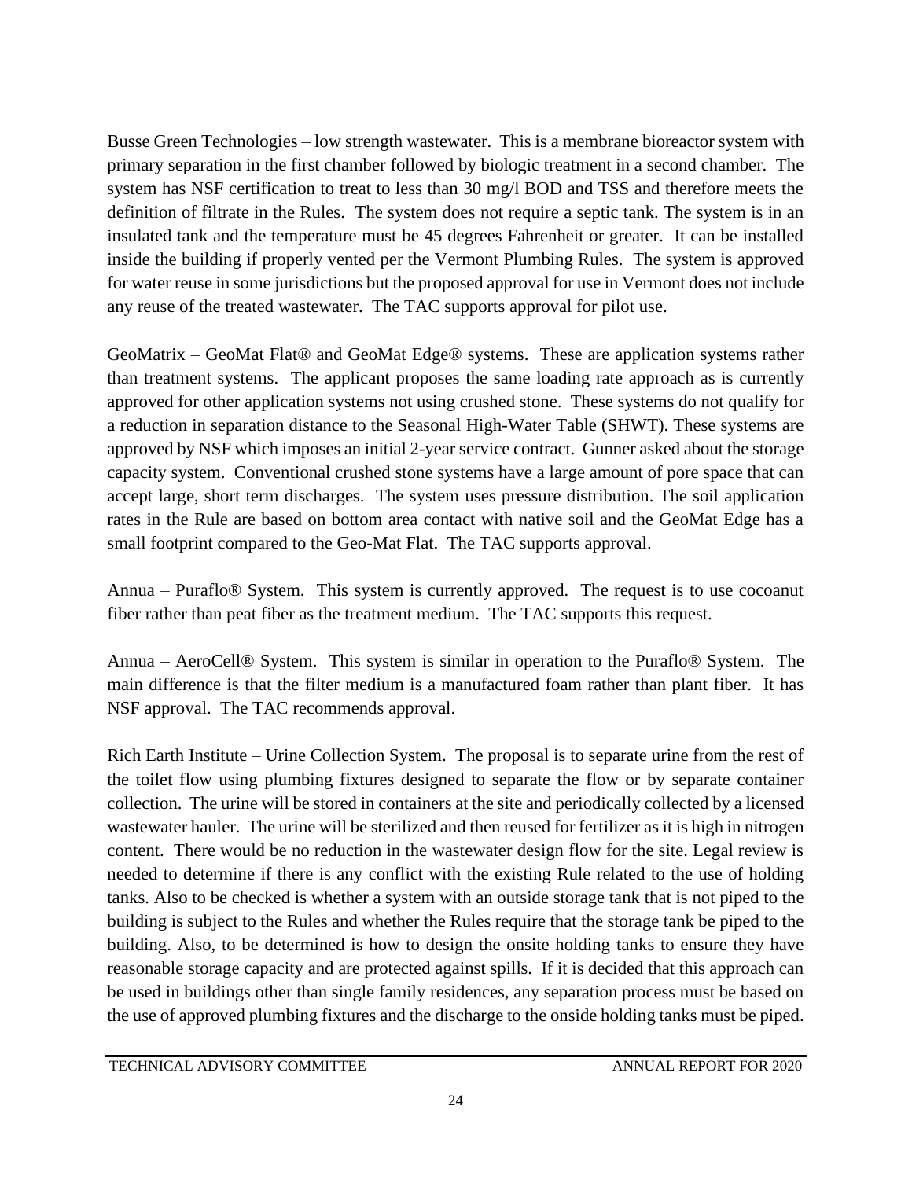Busse Green Technologies – low strength wastewater. This is a membrane bioreactor system with primary separation in the first chamber followed by biologic treatment in a second chamber. The system has NSF certification to treat to less than 30 mg/l BOD and TSS and therefore meets the definition of filtrate in the Rules. The system does not require a septic tank. The system is in an insulated tank and the temperature must be 45 degrees Fahrenheit or greater. It can be installed inside the building if properly vented per the Vermont Plumbing Rules. The system is approved for water reuse in some jurisdictions but the proposed approval for use in Vermont does not include any reuse of the treated wastewater. The TAC supports approval for pilot use.

GeoMatrix – GeoMat Flat® and GeoMat Edge® systems. These are application systems rather than treatment systems. The applicant proposes the same loading rate approach as is currently approved for other application systems not using crushed stone. These systems do not qualify for a reduction in separation distance to the Seasonal High-Water Table (SHWT). These systems are approved by NSF which imposes an initial 2-year service contract. Gunner asked about the storage capacity system. Conventional crushed stone systems have a large amount of pore space that can accept large, short term discharges. The system uses pressure distribution. The soil application rates in the Rule are based on bottom area contact with native soil and the GeoMat Edge has a small footprint compared to the Geo-Mat Flat. The TAC supports approval.

Annua – Puraflo® System. This system is currently approved. The request is to use cocoanut fiber rather than peat fiber as the treatment medium. The TAC supports this request.

Annua – AeroCell® System. This system is similar in operation to the Puraflo® System. The main difference is that the filter medium is a manufactured foam rather than plant fiber. It has NSF approval. The TAC recommends approval.

Rich Earth Institute – Urine Collection System. The proposal is to separate urine from the rest of the toilet flow using plumbing fixtures designed to separate the flow or by separate container collection. The urine will be stored in containers at the site and periodically collected by a licensed wastewater hauler. The urine will be sterilized and then reused for fertilizer as it is high in nitrogen content. There would be no reduction in the wastewater design flow for the site. Legal review is needed to determine if there is any conflict with the existing Rule related to the use of holding tanks. Also to be checked is whether a system with an outside storage tank that is not piped to the building is subject to the Rules and whether the Rules require that the storage tank be piped to the building. Also, to be determined is how to design the onsite holding tanks to ensure they have reasonable storage capacity and are protected against spills. If it is decided that this approach can be used in buildings other than single family residences, any separation process must be based on the use of approved plumbing fixtures and the discharge to the onside holding tanks must be piped.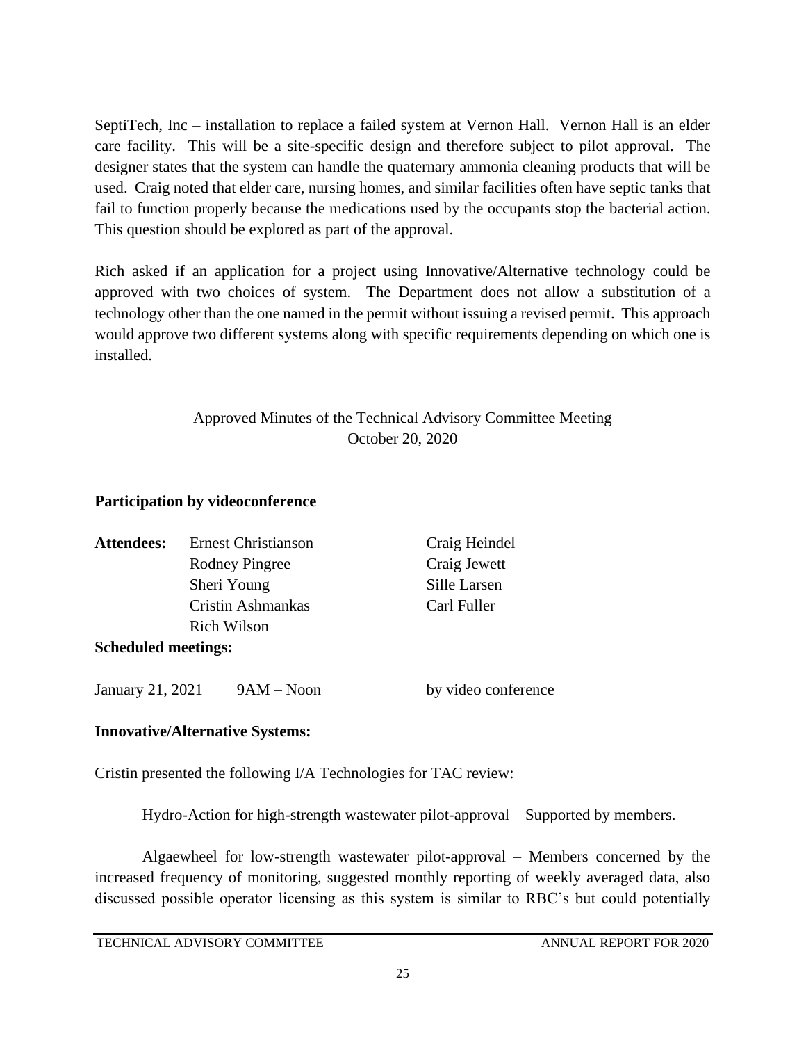SeptiTech, Inc – installation to replace a failed system at Vernon Hall. Vernon Hall is an elder care facility. This will be a site-specific design and therefore subject to pilot approval. The designer states that the system can handle the quaternary ammonia cleaning products that will be used. Craig noted that elder care, nursing homes, and similar facilities often have septic tanks that fail to function properly because the medications used by the occupants stop the bacterial action. This question should be explored as part of the approval.

Rich asked if an application for a project using Innovative/Alternative technology could be approved with two choices of system. The Department does not allow a substitution of a technology other than the one named in the permit without issuing a revised permit. This approach would approve two different systems along with specific requirements depending on which one is installed.

## Approved Minutes of the Technical Advisory Committee Meeting
## October 20, 2020

**Participation by videoconference**

| **Attendees:** | Ernest Christianson | Craig Heindel |
|---|---|---|
| | Rodney Pingree | Craig Jewett |
| | Sheri Young | Sille Larsen |
| | Cristin Ashmankas | Carl Fuller |
| | Rich Wilson | |

**Scheduled meetings:**

January 21, 2021 9AM – Noon by video conference

**Innovative/Alternative Systems:**

Cristin presented the following I/A Technologies for TAC review:

Hydro-Action for high-strength wastewater pilot-approval – Supported by members.

Algaewheel for low-strength wastewater pilot-approval – Members concerned by the increased frequency of monitoring, suggested monthly reporting of weekly averaged data, also discussed possible operator licensing as this system is similar to RBC's but could potentially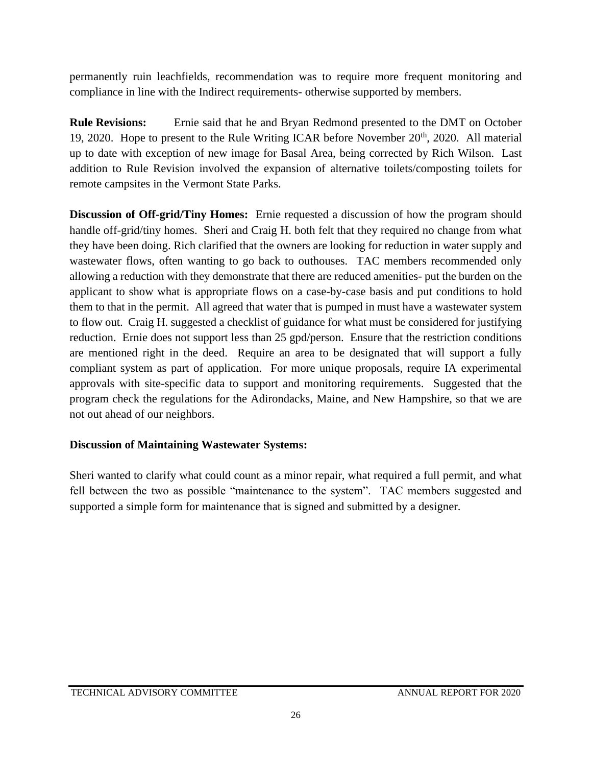permanently ruin leachfields, recommendation was to require more frequent monitoring and compliance in line with the Indirect requirements- otherwise supported by members.

**Rule Revisions:** Ernie said that he and Bryan Redmond presented to the DMT on October 19, 2020. Hope to present to the Rule Writing ICAR before November 20th, 2020. All material up to date with exception of new image for Basal Area, being corrected by Rich Wilson. Last addition to Rule Revision involved the expansion of alternative toilets/composting toilets for remote campsites in the Vermont State Parks.

**Discussion of Off-grid/Tiny Homes:** Ernie requested a discussion of how the program should handle off-grid/tiny homes. Sheri and Craig H. both felt that they required no change from what they have been doing. Rich clarified that the owners are looking for reduction in water supply and wastewater flows, often wanting to go back to outhouses. TAC members recommended only allowing a reduction with they demonstrate that there are reduced amenities- put the burden on the applicant to show what is appropriate flows on a case-by-case basis and put conditions to hold them to that in the permit. All agreed that water that is pumped in must have a wastewater system to flow out. Craig H. suggested a checklist of guidance for what must be considered for justifying reduction. Ernie does not support less than 25 gpd/person. Ensure that the restriction conditions are mentioned right in the deed. Require an area to be designated that will support a fully compliant system as part of application. For more unique proposals, require IA experimental approvals with site-specific data to support and monitoring requirements. Suggested that the program check the regulations for the Adirondacks, Maine, and New Hampshire, so that we are not out ahead of our neighbors.

**Discussion of Maintaining Wastewater Systems:**

Sheri wanted to clarify what could count as a minor repair, what required a full permit, and what fell between the two as possible "maintenance to the system". TAC members suggested and supported a simple form for maintenance that is signed and submitted by a designer.